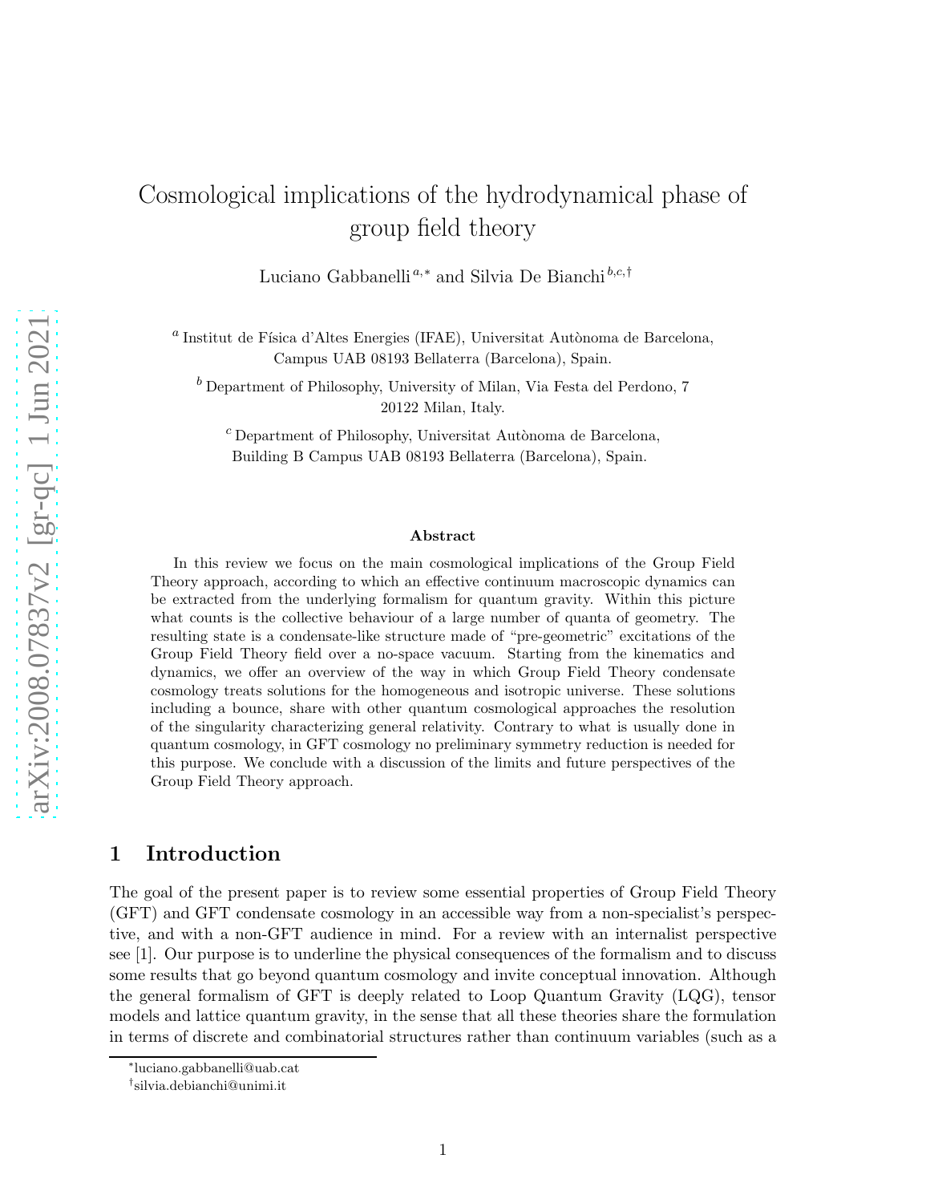# Cosmological implications of the hydrodynamical phase of group field theory

Luciano Gabbanelli [a,*] and Silvia De Bianchi [b,c,†]

[a] Institut de Física d'Altes Energies (IFAE), Universitat Autònoma de Barcelona, Campus UAB 08193 Bellaterra (Barcelona), Spain.

[b] Department of Philosophy, University of Milan, Via Festa del Perdono, 7 20122 Milan, Italy.

[c] Department of Philosophy, Universitat Autònoma de Barcelona, Building B Campus UAB 08193 Bellaterra (Barcelona), Spain.

### Abstract

In this review we focus on the main cosmological implications of the Group Field Theory approach, according to which an effective continuum macroscopic dynamics can be extracted from the underlying formalism for quantum gravity. Within this picture what counts is the collective behaviour of a large number of quanta of geometry. The resulting state is a condensate-like structure made of "pre-geometric" excitations of the Group Field Theory field over a no-space vacuum. Starting from the kinematics and dynamics, we offer an overview of the way in which Group Field Theory condensate cosmology treats solutions for the homogeneous and isotropic universe. These solutions including a bounce, share with other quantum cosmological approaches the resolution of the singularity characterizing general relativity. Contrary to what is usually done in quantum cosmology, in GFT cosmology no preliminary symmetry reduction is needed for this purpose. We conclude with a discussion of the limits and future perspectives of the Group Field Theory approach.

## 1 Introduction

The goal of the present paper is to review some essential properties of Group Field Theory (GFT) and GFT condensate cosmology in an accessible way from a non-specialist's perspective, and with a non-GFT audience in mind. For a review with an internalist perspective see [1]. Our purpose is to underline the physical consequences of the formalism and to discuss some results that go beyond quantum cosmology and invite conceptual innovation. Although the general formalism of GFT is deeply related to Loop Quantum Gravity (LQG), tensor models and lattice quantum gravity, in the sense that all these theories share the formulation in terms of discrete and combinatorial structures rather than continuum variables (such as a

*luciano.gabbanelli@uab.cat

†silvia.debianchi@unimi.it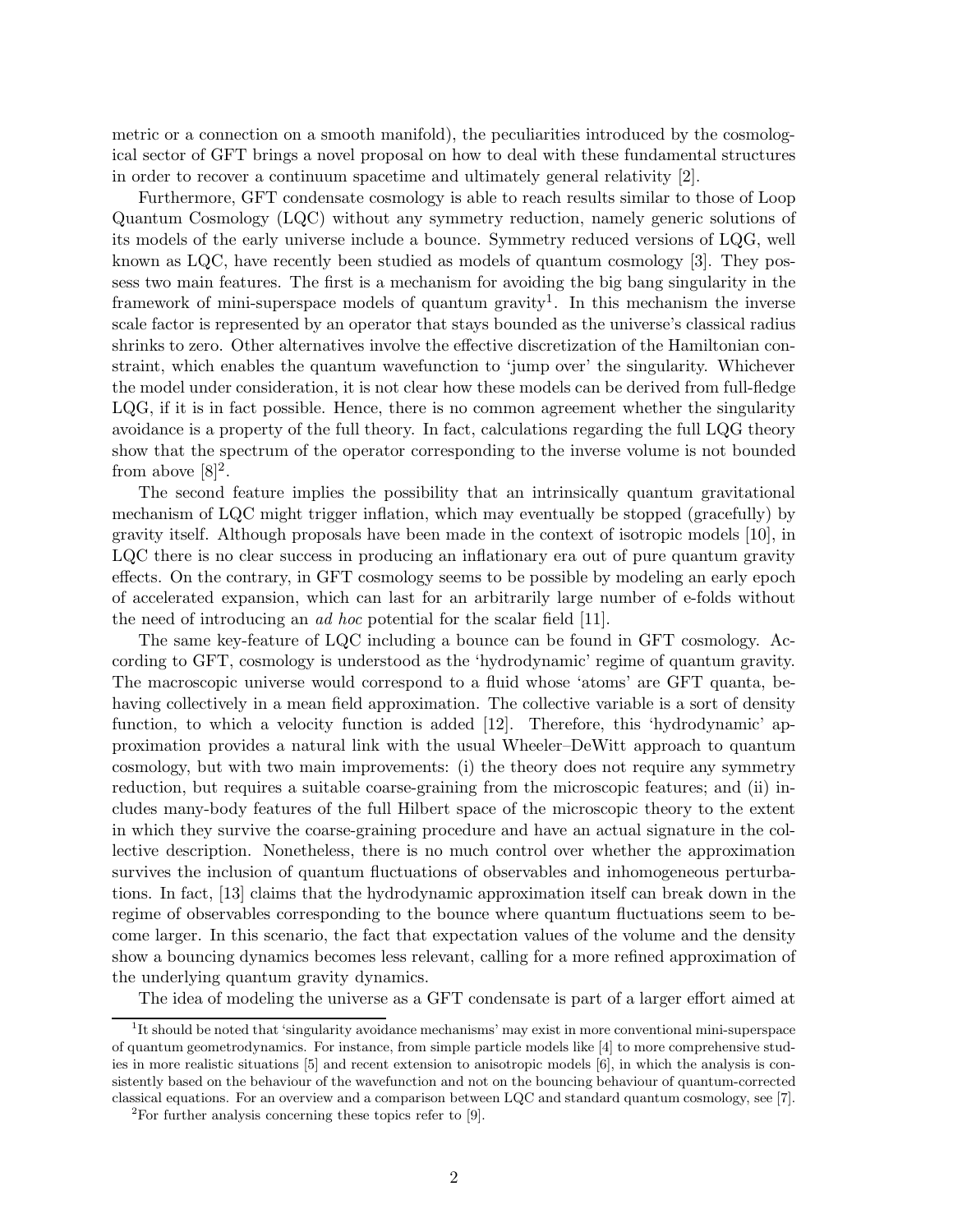metric or a connection on a smooth manifold), the peculiarities introduced by the cosmological sector of GFT brings a novel proposal on how to deal with these fundamental structures in order to recover a continuum spacetime and ultimately general relativity [2].

Furthermore, GFT condensate cosmology is able to reach results similar to those of Loop Quantum Cosmology (LQC) without any symmetry reduction, namely generic solutions of its models of the early universe include a bounce. Symmetry reduced versions of LQG, well known as LQC, have recently been studied as models of quantum cosmology [3]. They possess two main features. The first is a mechanism for avoiding the big bang singularity in the framework of mini-superspace models of quantum gravity[1]. In this mechanism the inverse scale factor is represented by an operator that stays bounded as the universe's classical radius shrinks to zero. Other alternatives involve the effective discretization of the Hamiltonian constraint, which enables the quantum wavefunction to 'jump over' the singularity. Whichever the model under consideration, it is not clear how these models can be derived from full-fledge LQG, if it is in fact possible. Hence, there is no common agreement whether the singularity avoidance is a property of the full theory. In fact, calculations regarding the full LQG theory show that the spectrum of the operator corresponding to the inverse volume is not bounded from above [8][2].

The second feature implies the possibility that an intrinsically quantum gravitational mechanism of LQC might trigger inflation, which may eventually be stopped (gracefully) by gravity itself. Although proposals have been made in the context of isotropic models [10], in LQC there is no clear success in producing an inflationary era out of pure quantum gravity effects. On the contrary, in GFT cosmology seems to be possible by modeling an early epoch of accelerated expansion, which can last for an arbitrarily large number of e-folds without the need of introducing an *ad hoc* potential for the scalar field [11].

The same key-feature of LQC including a bounce can be found in GFT cosmology. According to GFT, cosmology is understood as the 'hydrodynamic' regime of quantum gravity. The macroscopic universe would correspond to a fluid whose 'atoms' are GFT quanta, behaving collectively in a mean field approximation. The collective variable is a sort of density function, to which a velocity function is added [12]. Therefore, this 'hydrodynamic' approximation provides a natural link with the usual Wheeler–DeWitt approach to quantum cosmology, but with two main improvements: (i) the theory does not require any symmetry reduction, but requires a suitable coarse-graining from the microscopic features; and (ii) includes many-body features of the full Hilbert space of the microscopic theory to the extent in which they survive the coarse-graining procedure and have an actual signature in the collective description. Nonetheless, there is no much control over whether the approximation survives the inclusion of quantum fluctuations of observables and inhomogeneous perturbations. In fact, [13] claims that the hydrodynamic approximation itself can break down in the regime of observables corresponding to the bounce where quantum fluctuations seem to become larger. In this scenario, the fact that expectation values of the volume and the density show a bouncing dynamics becomes less relevant, calling for a more refined approximation of the underlying quantum gravity dynamics.

The idea of modeling the universe as a GFT condensate is part of a larger effort aimed at

---

[1] It should be noted that 'singularity avoidance mechanisms' may exist in more conventional mini-superspace of quantum geometrodynamics. For instance, from simple particle models like [4] to more comprehensive studies in more realistic situations [5] and recent extension to anisotropic models [6], in which the analysis is consistently based on the behaviour of the wavefunction and not on the bouncing behaviour of quantum-corrected classical equations. For an overview and a comparison between LQC and standard quantum cosmology, see [7].

[2] For further analysis concerning these topics refer to [9].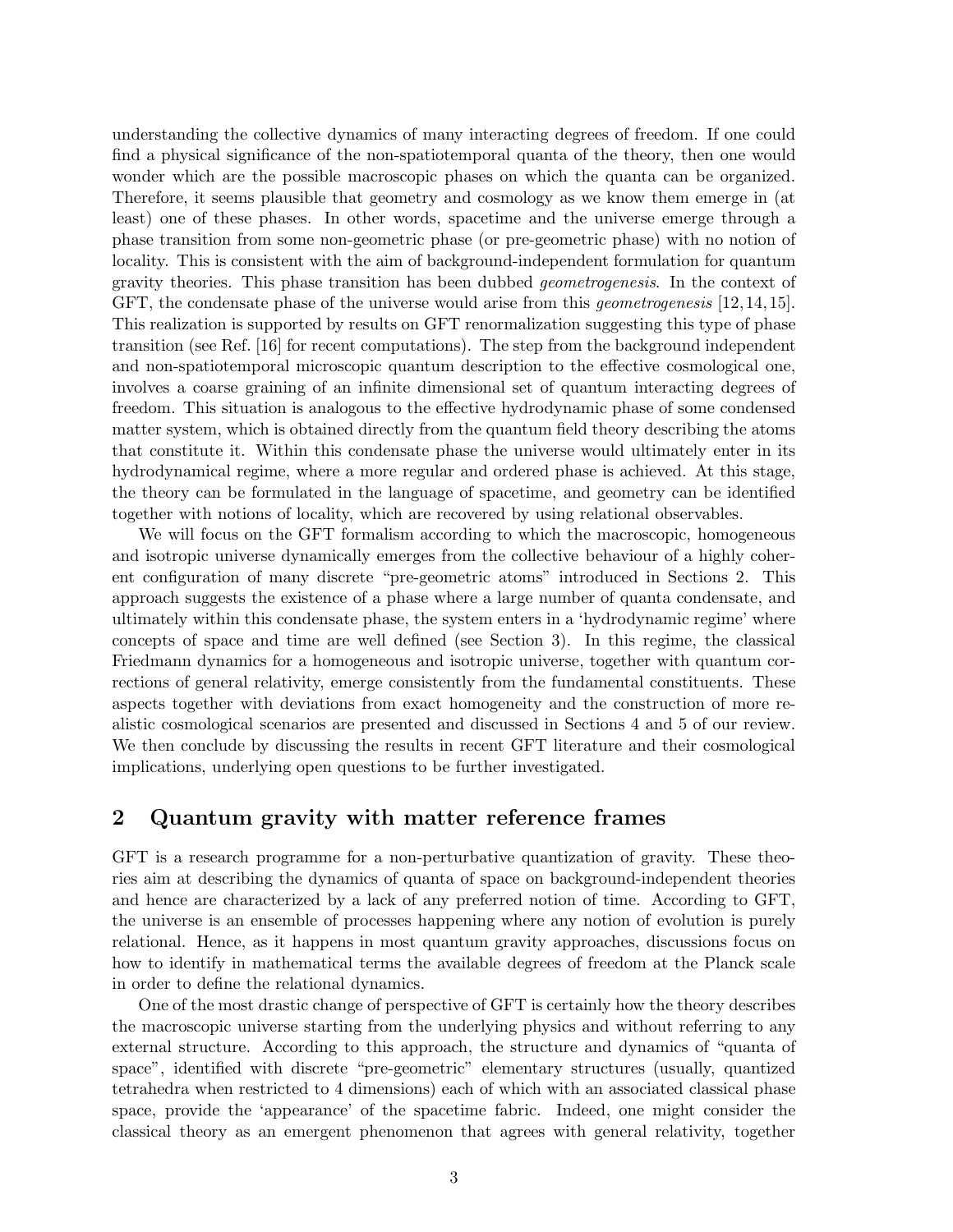understanding the collective dynamics of many interacting degrees of freedom. If one could find a physical significance of the non-spatiotemporal quanta of the theory, then one would wonder which are the possible macroscopic phases on which the quanta can be organized. Therefore, it seems plausible that geometry and cosmology as we know them emerge in (at least) one of these phases. In other words, spacetime and the universe emerge through a phase transition from some non-geometric phase (or pre-geometric phase) with no notion of locality. This is consistent with the aim of background-independent formulation for quantum gravity theories. This phase transition has been dubbed *geometrogenesis*. In the context of GFT, the condensate phase of the universe would arise from this *geometrogenesis* [12,14,15]. This realization is supported by results on GFT renormalization suggesting this type of phase transition (see Ref. [16] for recent computations). The step from the background independent and non-spatiotemporal microscopic quantum description to the effective cosmological one, involves a coarse graining of an infinite dimensional set of quantum interacting degrees of freedom. This situation is analogous to the effective hydrodynamic phase of some condensed matter system, which is obtained directly from the quantum field theory describing the atoms that constitute it. Within this condensate phase the universe would ultimately enter in its hydrodynamical regime, where a more regular and ordered phase is achieved. At this stage, the theory can be formulated in the language of spacetime, and geometry can be identified together with notions of locality, which are recovered by using relational observables.

We will focus on the GFT formalism according to which the macroscopic, homogeneous and isotropic universe dynamically emerges from the collective behaviour of a highly coherent configuration of many discrete "pre-geometric atoms" introduced in Sections 2. This approach suggests the existence of a phase where a large number of quanta condensate, and ultimately within this condensate phase, the system enters in a 'hydrodynamic regime' where concepts of space and time are well defined (see Section 3). In this regime, the classical Friedmann dynamics for a homogeneous and isotropic universe, together with quantum corrections of general relativity, emerge consistently from the fundamental constituents. These aspects together with deviations from exact homogeneity and the construction of more realistic cosmological scenarios are presented and discussed in Sections 4 and 5 of our review. We then conclude by discussing the results in recent GFT literature and their cosmological implications, underlying open questions to be further investigated.

## 2 Quantum gravity with matter reference frames

GFT is a research programme for a non-perturbative quantization of gravity. These theories aim at describing the dynamics of quanta of space on background-independent theories and hence are characterized by a lack of any preferred notion of time. According to GFT, the universe is an ensemble of processes happening where any notion of evolution is purely relational. Hence, as it happens in most quantum gravity approaches, discussions focus on how to identify in mathematical terms the available degrees of freedom at the Planck scale in order to define the relational dynamics.

One of the most drastic change of perspective of GFT is certainly how the theory describes the macroscopic universe starting from the underlying physics and without referring to any external structure. According to this approach, the structure and dynamics of "quanta of space", identified with discrete "pre-geometric" elementary structures (usually, quantized tetrahedra when restricted to 4 dimensions) each of which with an associated classical phase space, provide the 'appearance' of the spacetime fabric. Indeed, one might consider the classical theory as an emergent phenomenon that agrees with general relativity, together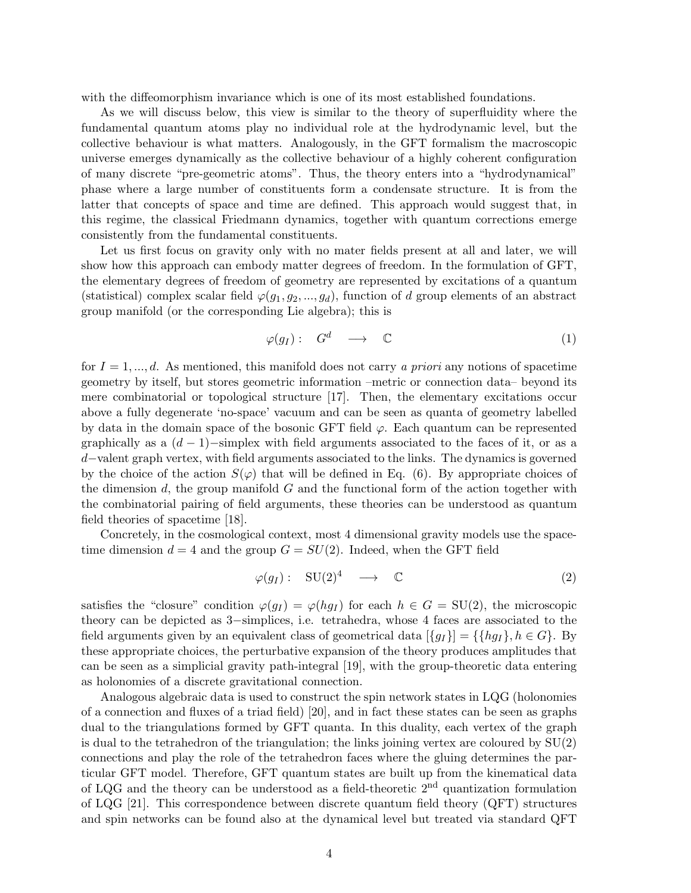with the diffeomorphism invariance which is one of its most established foundations.

As we will discuss below, this view is similar to the theory of superfluidity where the fundamental quantum atoms play no individual role at the hydrodynamic level, but the collective behaviour is what matters. Analogously, in the GFT formalism the macroscopic universe emerges dynamically as the collective behaviour of a highly coherent configuration of many discrete "pre-geometric atoms". Thus, the theory enters into a "hydrodynamical" phase where a large number of constituents form a condensate structure. It is from the latter that concepts of space and time are defined. This approach would suggest that, in this regime, the classical Friedmann dynamics, together with quantum corrections emerge consistently from the fundamental constituents.

Let us first focus on gravity only with no mater fields present at all and later, we will show how this approach can embody matter degrees of freedom. In the formulation of GFT, the elementary degrees of freedom of geometry are represented by excitations of a quantum (statistical) complex scalar field $\varphi(g_1, g_2, ..., g_d)$, function of $d$ group elements of an abstract group manifold (or the corresponding Lie algebra); this is

$$\varphi(g_I): \quad G^d \quad \longrightarrow \quad \mathbb{C} \tag{1}$$

for $I = 1, ..., d$. As mentioned, this manifold does not carry *a priori* any notions of spacetime geometry by itself, but stores geometric information –metric or connection data– beyond its mere combinatorial or topological structure [17]. Then, the elementary excitations occur above a fully degenerate 'no-space' vacuum and can be seen as quanta of geometry labelled by data in the domain space of the bosonic GFT field $\varphi$. Each quantum can be represented graphically as a $(d-1)-$simplex with field arguments associated to the faces of it, or as a $d-$valent graph vertex, with field arguments associated to the links. The dynamics is governed by the choice of the action $S(\varphi)$ that will be defined in Eq. (6). By appropriate choices of the dimension $d$, the group manifold $G$ and the functional form of the action together with the combinatorial pairing of field arguments, these theories can be understood as quantum field theories of spacetime [18].

Concretely, in the cosmological context, most 4 dimensional gravity models use the spacetime dimension $d = 4$ and the group $G = SU(2)$. Indeed, when the GFT field

$$\varphi(g_I): \quad \mathrm{SU}(2)^4 \quad \longrightarrow \quad \mathbb{C} \tag{2}$$

satisfies the "closure" condition $\varphi(g_I) = \varphi(hg_I)$ for each $h \in G = \mathrm{SU}(2)$, the microscopic theory can be depicted as $3-$simplices, i.e. tetrahedra, whose 4 faces are associated to the field arguments given by an equivalent class of geometrical data $[\{g_I\}] = \{\{hg_I\}, h \in G\}$. By these appropriate choices, the perturbative expansion of the theory produces amplitudes that can be seen as a simplicial gravity path-integral [19], with the group-theoretic data entering as holonomies of a discrete gravitational connection.

Analogous algebraic data is used to construct the spin network states in LQG (holonomies of a connection and fluxes of a triad field) [20], and in fact these states can be seen as graphs dual to the triangulations formed by GFT quanta. In this duality, each vertex of the graph is dual to the tetrahedron of the triangulation; the links joining vertex are coloured by SU(2) connections and play the role of the tetrahedron faces where the gluing determines the particular GFT model. Therefore, GFT quantum states are built up from the kinematical data of LQG and the theory can be understood as a field-theoretic 2nd quantization formulation of LQG [21]. This correspondence between discrete quantum field theory (QFT) structures and spin networks can be found also at the dynamical level but treated via standard QFT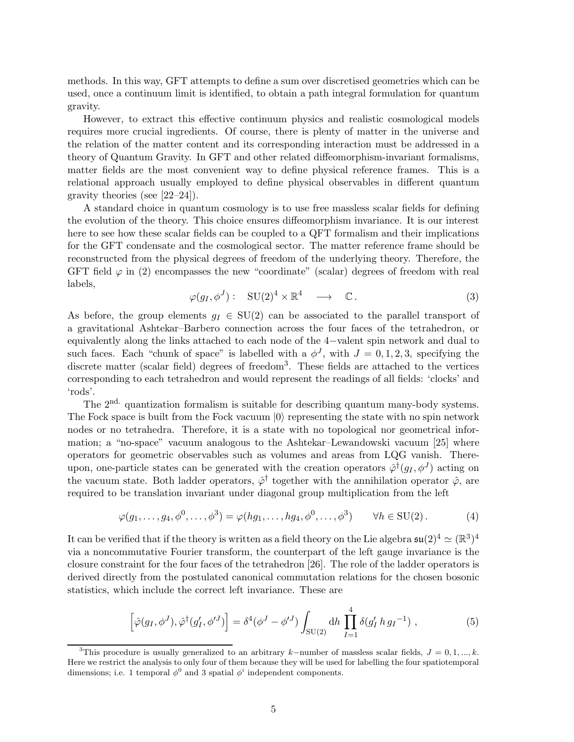methods. In this way, GFT attempts to define a sum over discretised geometries which can be used, once a continuum limit is identified, to obtain a path integral formulation for quantum gravity.

However, to extract this effective continuum physics and realistic cosmological models requires more crucial ingredients. Of course, there is plenty of matter in the universe and the relation of the matter content and its corresponding interaction must be addressed in a theory of Quantum Gravity. In GFT and other related diffeomorphism-invariant formalisms, matter fields are the most convenient way to define physical reference frames. This is a relational approach usually employed to define physical observables in different quantum gravity theories (see [22–24]).

A standard choice in quantum cosmology is to use free massless scalar fields for defining the evolution of the theory. This choice ensures diffeomorphism invariance. It is our interest here to see how these scalar fields can be coupled to a QFT formalism and their implications for the GFT condensate and the cosmological sector. The matter reference frame should be reconstructed from the physical degrees of freedom of the underlying theory. Therefore, the GFT field $\varphi$ in (2) encompasses the new "coordinate" (scalar) degrees of freedom with real labels,

$$\varphi(g_I, \phi^J): \quad \mathrm{SU}(2)^4 \times \mathbb{R}^4 \quad \longrightarrow \quad \mathbb{C}\,. \tag{3}$$

As before, the group elements $g_I \in \mathrm{SU}(2)$ can be associated to the parallel transport of a gravitational Ashtekar–Barbero connection across the four faces of the tetrahedron, or equivalently along the links attached to each node of the 4−valent spin network and dual to such faces. Each "chunk of space" is labelled with a $\phi^J$, with $J = 0, 1, 2, 3$, specifying the discrete matter (scalar field) degrees of freedom[3]. These fields are attached to the vertices corresponding to each tetrahedron and would represent the readings of all fields: 'clocks' and 'rods'.

The 2[nd.] quantization formalism is suitable for describing quantum many-body systems. The Fock space is built from the Fock vacuum $|0\rangle$ representing the state with no spin network nodes or no tetrahedra. Therefore, it is a state with no topological nor geometrical information; a "no-space" vacuum analogous to the Ashtekar–Lewandowski vacuum [25] where operators for geometric observables such as volumes and areas from LQG vanish. Thereupon, one-particle states can be generated with the creation operators $\hat{\varphi}^\dagger(g_I, \phi^J)$ acting on the vacuum state. Both ladder operators, $\hat{\varphi}^\dagger$ together with the annihilation operator $\hat{\varphi}$, are required to be translation invariant under diagonal group multiplication from the left

$$\varphi(g_1, \ldots, g_4, \phi^0, \ldots, \phi^3) = \varphi(hg_1, \ldots, hg_4, \phi^0, \ldots, \phi^3) \qquad \forall h \in \mathrm{SU}(2)\,. \tag{4}$$

It can be verified that if the theory is written as a field theory on the Lie algebra $\mathfrak{su}(2)^4 \simeq (\mathbb{R}^3)^4$ via a noncommutative Fourier transform, the counterpart of the left gauge invariance is the closure constraint for the four faces of the tetrahedron [26]. The role of the ladder operators is derived directly from the postulated canonical commutation relations for the chosen bosonic statistics, which include the correct left invariance. These are

$$\left[\hat{\varphi}(g_I, \phi^J), \hat{\varphi}^\dagger(g'_I, \phi'^J)\right] = \delta^4(\phi^J - \phi'^J) \int_{\mathrm{SU}(2)} \mathrm{d}h \prod_{I=1}^{4} \delta(g'_I\, h\, g_I{}^{-1})\;, \tag{5}$$

[3]This procedure is usually generalized to an arbitrary $k-$number of massless scalar fields, $J = 0, 1, ..., k$. Here we restrict the analysis to only four of them because they will be used for labelling the four spatiotemporal dimensions; i.e. 1 temporal $\phi^0$ and 3 spatial $\phi^i$ independent components.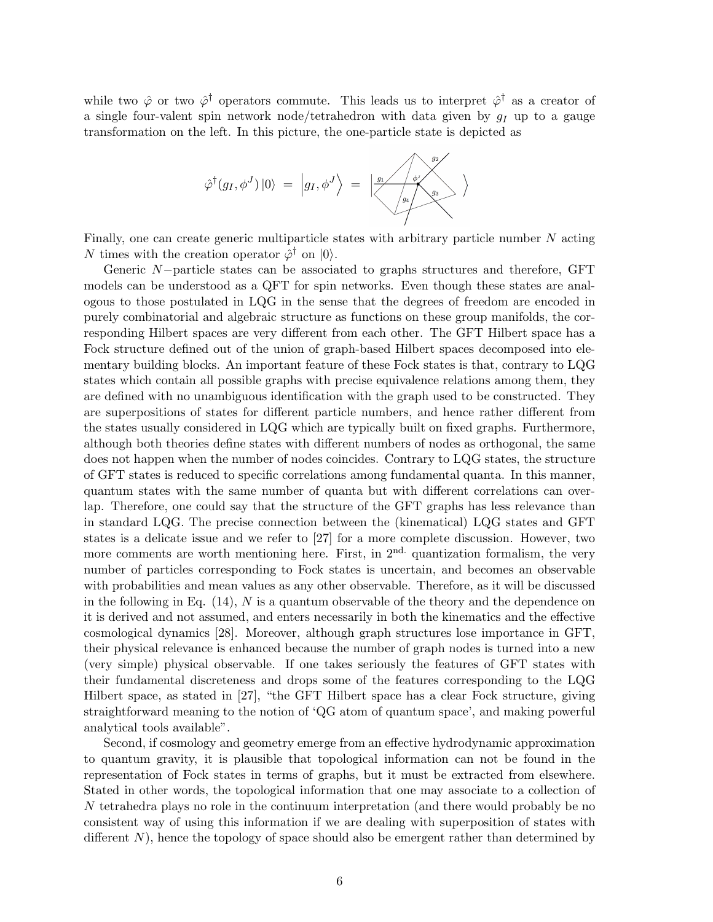while two $\hat{\varphi}$ or two $\hat{\varphi}^\dagger$ operators commute. This leads us to interpret $\hat{\varphi}^\dagger$ as a creator of a single four-valent spin network node/tetrahedron with data given by $g_I$ up to a gauge transformation on the left. In this picture, the one-particle state is depicted as

$$\hat{\varphi}^\dagger(g_I, \phi^J)\,|0\rangle \;=\; \left|g_I, \phi^J\right\rangle \;=\; \left| \quad \right\rangle$$

Finally, one can create generic multiparticle states with arbitrary particle number $N$ acting $N$ times with the creation operator $\hat{\varphi}^\dagger$ on $|0\rangle$.

Generic $N-$particle states can be associated to graphs structures and therefore, GFT models can be understood as a QFT for spin networks. Even though these states are analogous to those postulated in LQG in the sense that the degrees of freedom are encoded in purely combinatorial and algebraic structure as functions on these group manifolds, the corresponding Hilbert spaces are very different from each other. The GFT Hilbert space has a Fock structure defined out of the union of graph-based Hilbert spaces decomposed into elementary building blocks. An important feature of these Fock states is that, contrary to LQG states which contain all possible graphs with precise equivalence relations among them, they are defined with no unambiguous identification with the graph used to be constructed. They are superpositions of states for different particle numbers, and hence rather different from the states usually considered in LQG which are typically built on fixed graphs. Furthermore, although both theories define states with different numbers of nodes as orthogonal, the same does not happen when the number of nodes coincides. Contrary to LQG states, the structure of GFT states is reduced to specific correlations among fundamental quanta. In this manner, quantum states with the same number of quanta but with different correlations can overlap. Therefore, one could say that the structure of the GFT graphs has less relevance than in standard LQG. The precise connection between the (kinematical) LQG states and GFT states is a delicate issue and we refer to [27] for a more complete discussion. However, two more comments are worth mentioning here. First, in $2^{\text{nd.}}$ quantization formalism, the very number of particles corresponding to Fock states is uncertain, and becomes an observable with probabilities and mean values as any other observable. Therefore, as it will be discussed in the following in Eq. (14), $N$ is a quantum observable of the theory and the dependence on it is derived and not assumed, and enters necessarily in both the kinematics and the effective cosmological dynamics [28]. Moreover, although graph structures lose importance in GFT, their physical relevance is enhanced because the number of graph nodes is turned into a new (very simple) physical observable. If one takes seriously the features of GFT states with their fundamental discreteness and drops some of the features corresponding to the LQG Hilbert space, as stated in [27], "the GFT Hilbert space has a clear Fock structure, giving straightforward meaning to the notion of 'QG atom of quantum space', and making powerful analytical tools available".

Second, if cosmology and geometry emerge from an effective hydrodynamic approximation to quantum gravity, it is plausible that topological information can not be found in the representation of Fock states in terms of graphs, but it must be extracted from elsewhere. Stated in other words, the topological information that one may associate to a collection of $N$ tetrahedra plays no role in the continuum interpretation (and there would probably be no consistent way of using this information if we are dealing with superposition of states with different $N$), hence the topology of space should also be emergent rather than determined by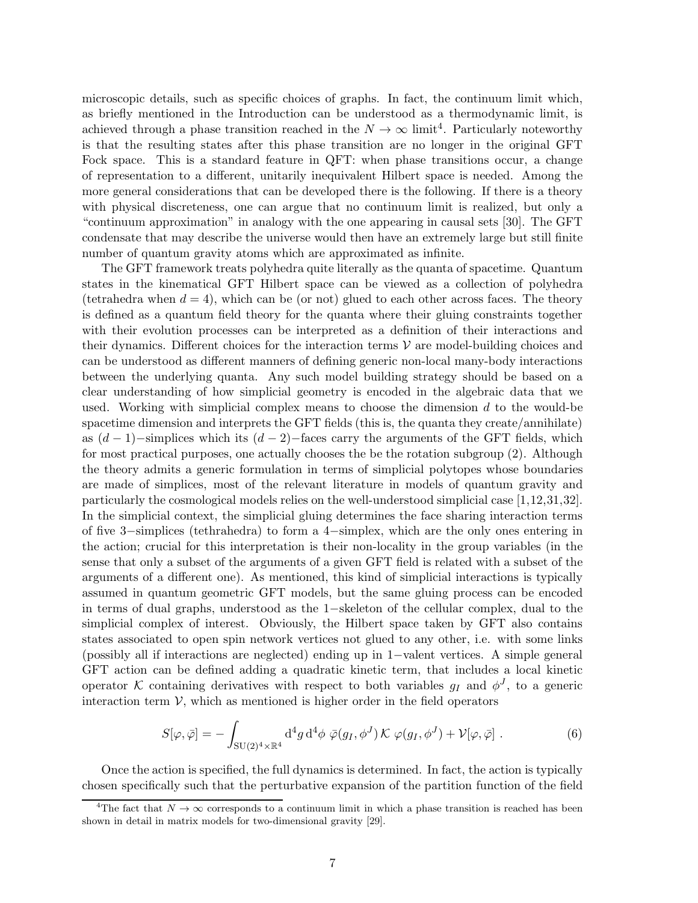microscopic details, such as specific choices of graphs. In fact, the continuum limit which, as briefly mentioned in the Introduction can be understood as a thermodynamic limit, is achieved through a phase transition reached in the $N \to \infty$ limit[4]. Particularly noteworthy is that the resulting states after this phase transition are no longer in the original GFT Fock space. This is a standard feature in QFT: when phase transitions occur, a change of representation to a different, unitarily inequivalent Hilbert space is needed. Among the more general considerations that can be developed there is the following. If there is a theory with physical discreteness, one can argue that no continuum limit is realized, but only a "continuum approximation" in analogy with the one appearing in causal sets [30]. The GFT condensate that may describe the universe would then have an extremely large but still finite number of quantum gravity atoms which are approximated as infinite.

The GFT framework treats polyhedra quite literally as the quanta of spacetime. Quantum states in the kinematical GFT Hilbert space can be viewed as a collection of polyhedra (tetrahedra when $d = 4$), which can be (or not) glued to each other across faces. The theory is defined as a quantum field theory for the quanta where their gluing constraints together with their evolution processes can be interpreted as a definition of their interactions and their dynamics. Different choices for the interaction terms $\mathcal{V}$ are model-building choices and can be understood as different manners of defining generic non-local many-body interactions between the underlying quanta. Any such model building strategy should be based on a clear understanding of how simplicial geometry is encoded in the algebraic data that we used. Working with simplicial complex means to choose the dimension $d$ to the would-be spacetime dimension and interprets the GFT fields (this is, the quanta they create/annihilate) as $(d-1)-$simplices which its $(d-2)-$faces carry the arguments of the GFT fields, which for most practical purposes, one actually chooses the be the rotation subgroup (2). Although the theory admits a generic formulation in terms of simplicial polytopes whose boundaries are made of simplices, most of the relevant literature in models of quantum gravity and particularly the cosmological models relies on the well-understood simplicial case [1,12,31,32]. In the simplicial context, the simplicial gluing determines the face sharing interaction terms of five $3-$simplices (tethrahedra) to form a $4-$simplex, which are the only ones entering in the action; crucial for this interpretation is their non-locality in the group variables (in the sense that only a subset of the arguments of a given GFT field is related with a subset of the arguments of a different one). As mentioned, this kind of simplicial interactions is typically assumed in quantum geometric GFT models, but the same gluing process can be encoded in terms of dual graphs, understood as the $1-$skeleton of the cellular complex, dual to the simplicial complex of interest. Obviously, the Hilbert space taken by GFT also contains states associated to open spin network vertices not glued to any other, i.e. with some links (possibly all if interactions are neglected) ending up in $1-$valent vertices. A simple general GFT action can be defined adding a quadratic kinetic term, that includes a local kinetic operator $\mathcal{K}$ containing derivatives with respect to both variables $g_I$ and $\phi^J$, to a generic interaction term $\mathcal{V}$, which as mentioned is higher order in the field operators

$$S[\varphi, \bar{\varphi}] = -\int_{\mathrm{SU}(2)^4 \times \mathbb{R}^4} \mathrm{d}^4 g \, \mathrm{d}^4 \phi \; \bar{\varphi}(g_I, \phi^J) \, \mathcal{K} \; \varphi(g_I, \phi^J) + \mathcal{V}[\varphi, \bar{\varphi}] \; . \tag{6}$$

Once the action is specified, the full dynamics is determined. In fact, the action is typically chosen specifically such that the perturbative expansion of the partition function of the field

[4] The fact that $N \to \infty$ corresponds to a continuum limit in which a phase transition is reached has been shown in detail in matrix models for two-dimensional gravity [29].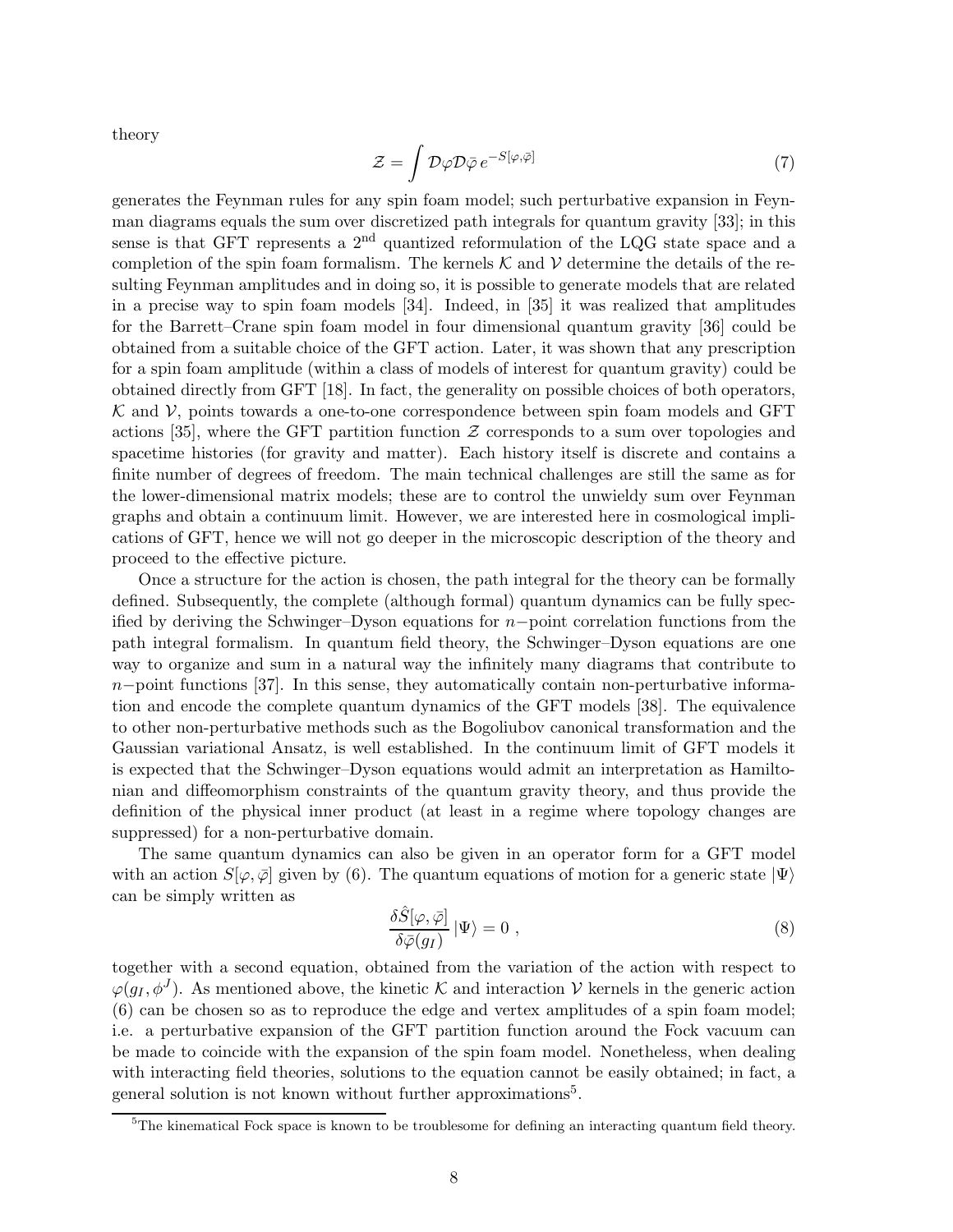theory

$$
\mathcal{Z} = \int \mathcal{D}\varphi \mathcal{D}\bar{\varphi}\, e^{-S[\varphi,\bar{\varphi}]} \tag{7}
$$

generates the Feynman rules for any spin foam model; such perturbative expansion in Feynman diagrams equals the sum over discretized path integrals for quantum gravity [33]; in this sense is that GFT represents a $2^{\text{nd}}$ quantized reformulation of the LQG state space and a completion of the spin foam formalism. The kernels $\mathcal{K}$ and $\mathcal{V}$ determine the details of the resulting Feynman amplitudes and in doing so, it is possible to generate models that are related in a precise way to spin foam models [34]. Indeed, in [35] it was realized that amplitudes for the Barrett–Crane spin foam model in four dimensional quantum gravity [36] could be obtained from a suitable choice of the GFT action. Later, it was shown that any prescription for a spin foam amplitude (within a class of models of interest for quantum gravity) could be obtained directly from GFT [18]. In fact, the generality on possible choices of both operators, $\mathcal{K}$ and $\mathcal{V}$, points towards a one-to-one correspondence between spin foam models and GFT actions [35], where the GFT partition function $\mathcal{Z}$ corresponds to a sum over topologies and spacetime histories (for gravity and matter). Each history itself is discrete and contains a finite number of degrees of freedom. The main technical challenges are still the same as for the lower-dimensional matrix models; these are to control the unwieldy sum over Feynman graphs and obtain a continuum limit. However, we are interested here in cosmological implications of GFT, hence we will not go deeper in the microscopic description of the theory and proceed to the effective picture.

Once a structure for the action is chosen, the path integral for the theory can be formally defined. Subsequently, the complete (although formal) quantum dynamics can be fully specified by deriving the Schwinger–Dyson equations for $n-$point correlation functions from the path integral formalism. In quantum field theory, the Schwinger–Dyson equations are one way to organize and sum in a natural way the infinitely many diagrams that contribute to $n-$point functions [37]. In this sense, they automatically contain non-perturbative information and encode the complete quantum dynamics of the GFT models [38]. The equivalence to other non-perturbative methods such as the Bogoliubov canonical transformation and the Gaussian variational Ansatz, is well established. In the continuum limit of GFT models it is expected that the Schwinger–Dyson equations would admit an interpretation as Hamiltonian and diffeomorphism constraints of the quantum gravity theory, and thus provide the definition of the physical inner product (at least in a regime where topology changes are suppressed) for a non-perturbative domain.

The same quantum dynamics can also be given in an operator form for a GFT model with an action $S[\varphi, \bar{\varphi}]$ given by (6). The quantum equations of motion for a generic state $|\Psi\rangle$ can be simply written as

$$
\frac{\delta \hat{S}[\varphi, \bar{\varphi}]}{\delta \bar{\varphi}(g_I)} \,|\Psi\rangle = 0 \,, \tag{8}
$$

together with a second equation, obtained from the variation of the action with respect to $\varphi(g_I, \phi^J)$. As mentioned above, the kinetic $\mathcal{K}$ and interaction $\mathcal{V}$ kernels in the generic action (6) can be chosen so as to reproduce the edge and vertex amplitudes of a spin foam model; i.e. a perturbative expansion of the GFT partition function around the Fock vacuum can be made to coincide with the expansion of the spin foam model. Nonetheless, when dealing with interacting field theories, solutions to the equation cannot be easily obtained; in fact, a general solution is not known without further approximations[5].

[5] The kinematical Fock space is known to be troublesome for defining an interacting quantum field theory.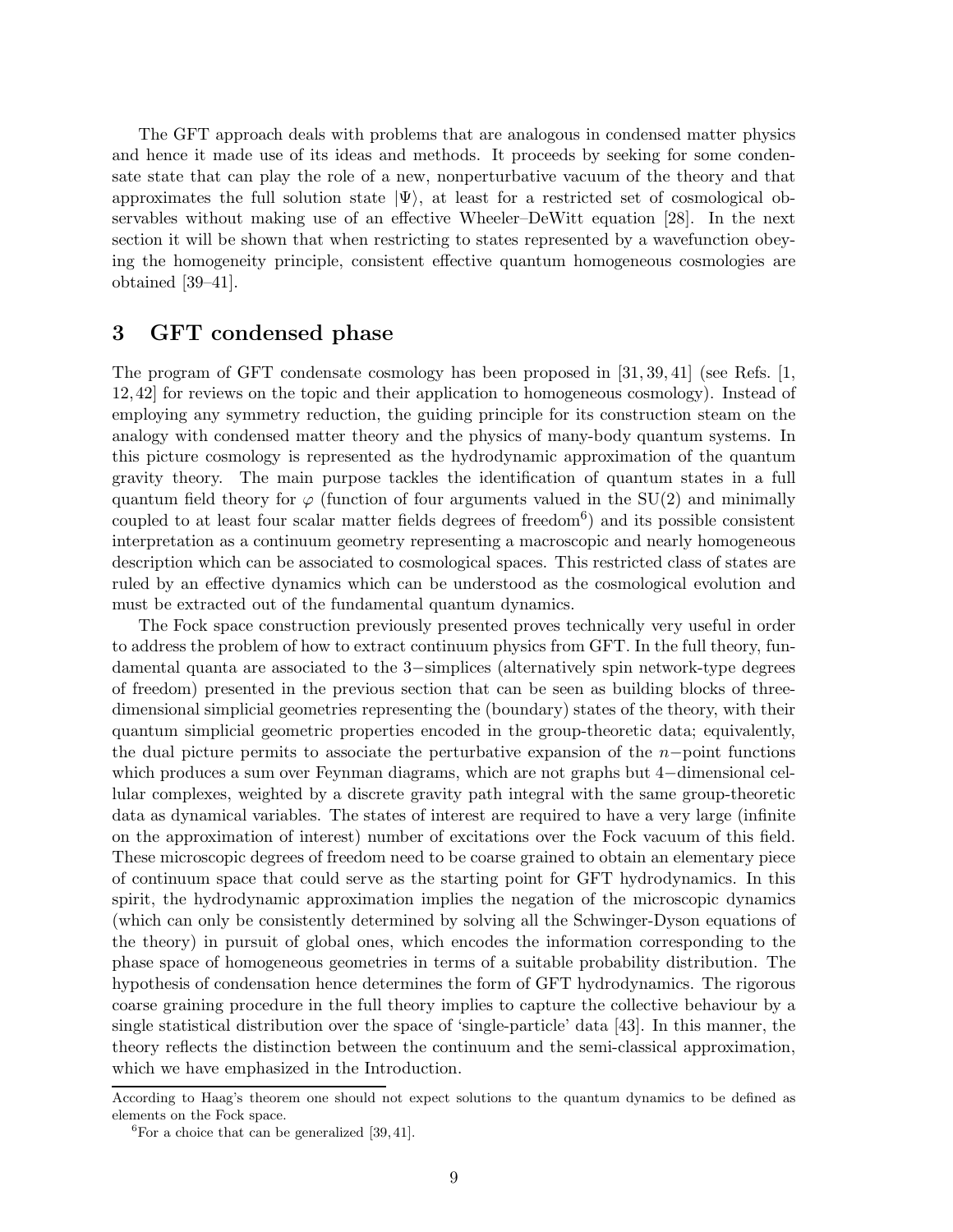The GFT approach deals with problems that are analogous in condensed matter physics and hence it made use of its ideas and methods. It proceeds by seeking for some condensate state that can play the role of a new, nonperturbative vacuum of the theory and that approximates the full solution state $|\Psi\rangle$, at least for a restricted set of cosmological observables without making use of an effective Wheeler–DeWitt equation [28]. In the next section it will be shown that when restricting to states represented by a wavefunction obeying the homogeneity principle, consistent effective quantum homogeneous cosmologies are obtained [39–41].

## 3 GFT condensed phase

The program of GFT condensate cosmology has been proposed in [31, 39, 41] (see Refs. [1, 12, 42] for reviews on the topic and their application to homogeneous cosmology). Instead of employing any symmetry reduction, the guiding principle for its construction steam on the analogy with condensed matter theory and the physics of many-body quantum systems. In this picture cosmology is represented as the hydrodynamic approximation of the quantum gravity theory. The main purpose tackles the identification of quantum states in a full quantum field theory for $\varphi$ (function of four arguments valued in the SU(2) and minimally coupled to at least four scalar matter fields degrees of freedom[6]) and its possible consistent interpretation as a continuum geometry representing a macroscopic and nearly homogeneous description which can be associated to cosmological spaces. This restricted class of states are ruled by an effective dynamics which can be understood as the cosmological evolution and must be extracted out of the fundamental quantum dynamics.

The Fock space construction previously presented proves technically very useful in order to address the problem of how to extract continuum physics from GFT. In the full theory, fundamental quanta are associated to the 3−simplices (alternatively spin network-type degrees of freedom) presented in the previous section that can be seen as building blocks of three-dimensional simplicial geometries representing the (boundary) states of the theory, with their quantum simplicial geometric properties encoded in the group-theoretic data; equivalently, the dual picture permits to associate the perturbative expansion of the $n$−point functions which produces a sum over Feynman diagrams, which are not graphs but 4−dimensional cellular complexes, weighted by a discrete gravity path integral with the same group-theoretic data as dynamical variables. The states of interest are required to have a very large (infinite on the approximation of interest) number of excitations over the Fock vacuum of this field. These microscopic degrees of freedom need to be coarse grained to obtain an elementary piece of continuum space that could serve as the starting point for GFT hydrodynamics. In this spirit, the hydrodynamic approximation implies the negation of the microscopic dynamics (which can only be consistently determined by solving all the Schwinger-Dyson equations of the theory) in pursuit of global ones, which encodes the information corresponding to the phase space of homogeneous geometries in terms of a suitable probability distribution. The hypothesis of condensation hence determines the form of GFT hydrodynamics. The rigorous coarse graining procedure in the full theory implies to capture the collective behaviour by a single statistical distribution over the space of 'single-particle' data [43]. In this manner, the theory reflects the distinction between the continuum and the semi-classical approximation, which we have emphasized in the Introduction.

According to Haag's theorem one should not expect solutions to the quantum dynamics to be defined as elements on the Fock space.

[6] For a choice that can be generalized [39, 41].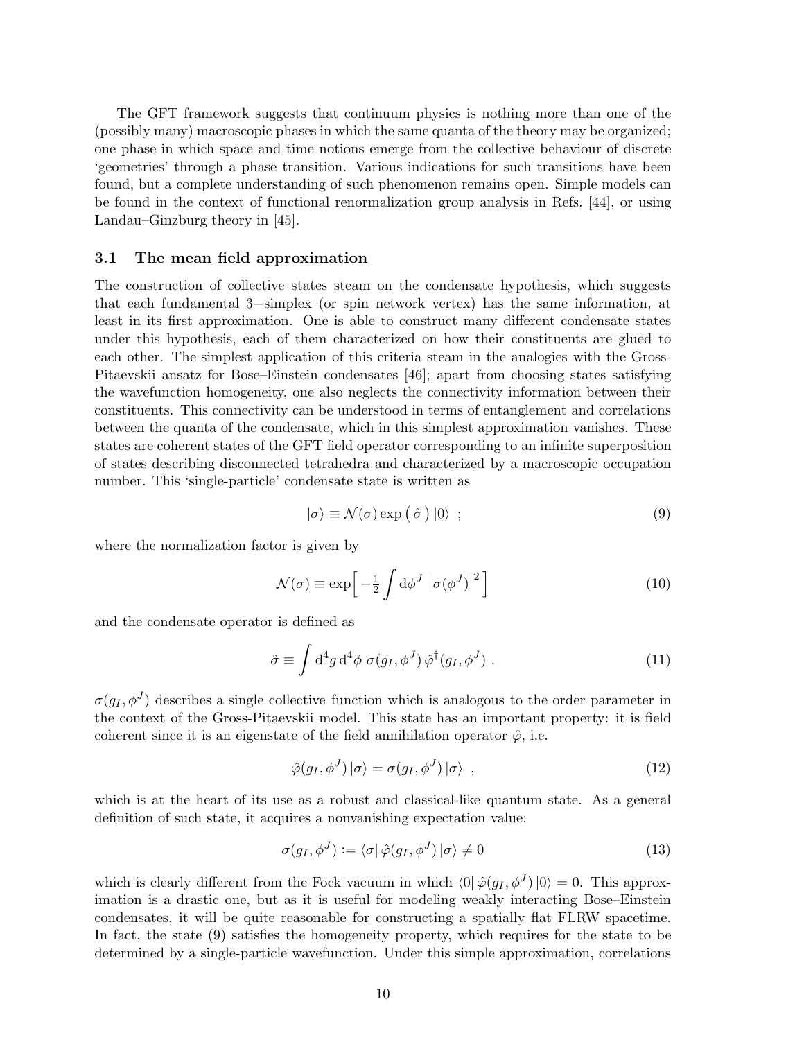The GFT framework suggests that continuum physics is nothing more than one of the (possibly many) macroscopic phases in which the same quanta of the theory may be organized; one phase in which space and time notions emerge from the collective behaviour of discrete 'geometries' through a phase transition. Various indications for such transitions have been found, but a complete understanding of such phenomenon remains open. Simple models can be found in the context of functional renormalization group analysis in Refs. [44], or using Landau–Ginzburg theory in [45].

### 3.1 The mean field approximation

The construction of collective states steam on the condensate hypothesis, which suggests that each fundamental 3−simplex (or spin network vertex) has the same information, at least in its first approximation. One is able to construct many different condensate states under this hypothesis, each of them characterized on how their constituents are glued to each other. The simplest application of this criteria steam in the analogies with the Gross-Pitaevskii ansatz for Bose–Einstein condensates [46]; apart from choosing states satisfying the wavefunction homogeneity, one also neglects the connectivity information between their constituents. This connectivity can be understood in terms of entanglement and correlations between the quanta of the condensate, which in this simplest approximation vanishes. These states are coherent states of the GFT field operator corresponding to an infinite superposition of states describing disconnected tetrahedra and characterized by a macroscopic occupation number. This 'single-particle' condensate state is written as

$$|\sigma\rangle \equiv \mathcal{N}(\sigma) \exp\big(\,\hat{\sigma}\,\big)\,|0\rangle \;\; ; \tag{9}$$

where the normalization factor is given by

$$\mathcal{N}(\sigma) \equiv \exp\Big[-\tfrac{1}{2}\int \mathrm{d}\phi^J \,\left|\sigma(\phi^J)\right|^2\Big] \tag{10}$$

and the condensate operator is defined as

$$\hat{\sigma} \equiv \int \mathrm{d}^4 g\, \mathrm{d}^4\phi\;\sigma(g_I,\phi^J)\,\hat{\varphi}^\dagger(g_I,\phi^J)\;. \tag{11}$$

$\sigma(g_I,\phi^J)$ describes a single collective function which is analogous to the order parameter in the context of the Gross-Pitaevskii model. This state has an important property: it is field coherent since it is an eigenstate of the field annihilation operator $\hat{\varphi}$, i.e.

$$\hat{\varphi}(g_I,\phi^J)\,|\sigma\rangle = \sigma(g_I,\phi^J)\,|\sigma\rangle \;\; , \tag{12}$$

which is at the heart of its use as a robust and classical-like quantum state. As a general definition of such state, it acquires a nonvanishing expectation value:

$$\sigma(g_I,\phi^J) := \langle\sigma|\,\hat{\varphi}(g_I,\phi^J)\,|\sigma\rangle \neq 0 \tag{13}$$

which is clearly different from the Fock vacuum in which $\langle 0|\,\hat{\varphi}(g_I,\phi^J)\,|0\rangle = 0$. This approximation is a drastic one, but as it is useful for modeling weakly interacting Bose–Einstein condensates, it will be quite reasonable for constructing a spatially flat FLRW spacetime. In fact, the state (9) satisfies the homogeneity property, which requires for the state to be determined by a single-particle wavefunction. Under this simple approximation, correlations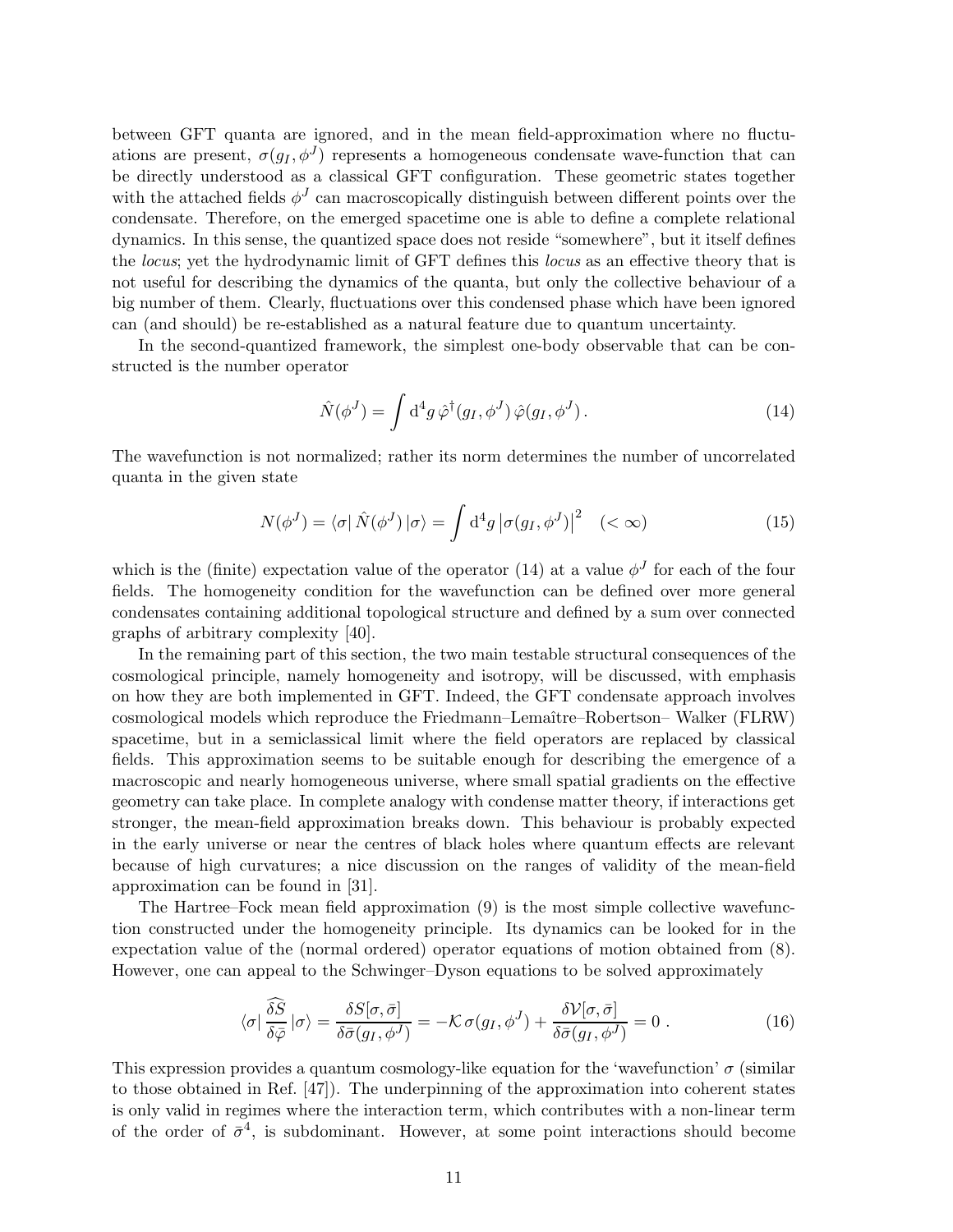between GFT quanta are ignored, and in the mean field-approximation where no fluctuations are present, $\sigma(g_I, \phi^J)$ represents a homogeneous condensate wave-function that can be directly understood as a classical GFT configuration. These geometric states together with the attached fields $\phi^J$ can macroscopically distinguish between different points over the condensate. Therefore, on the emerged spacetime one is able to define a complete relational dynamics. In this sense, the quantized space does not reside "somewhere", but it itself defines the *locus*; yet the hydrodynamic limit of GFT defines this *locus* as an effective theory that is not useful for describing the dynamics of the quanta, but only the collective behaviour of a big number of them. Clearly, fluctuations over this condensed phase which have been ignored can (and should) be re-established as a natural feature due to quantum uncertainty.

In the second-quantized framework, the simplest one-body observable that can be constructed is the number operator

$$\hat{N}(\phi^J) = \int \mathrm{d}^4 g \, \hat{\varphi}^\dagger(g_I, \phi^J) \, \hat{\varphi}(g_I, \phi^J) \, . \tag{14}$$

The wavefunction is not normalized; rather its norm determines the number of uncorrelated quanta in the given state

$$N(\phi^J) = \langle \sigma | \, \hat{N}(\phi^J) \, | \sigma \rangle = \int \mathrm{d}^4 g \, \left| \sigma(g_I, \phi^J) \right|^2 \quad (< \infty) \tag{15}$$

which is the (finite) expectation value of the operator (14) at a value $\phi^J$ for each of the four fields. The homogeneity condition for the wavefunction can be defined over more general condensates containing additional topological structure and defined by a sum over connected graphs of arbitrary complexity [40].

In the remaining part of this section, the two main testable structural consequences of the cosmological principle, namely homogeneity and isotropy, will be discussed, with emphasis on how they are both implemented in GFT. Indeed, the GFT condensate approach involves cosmological models which reproduce the Friedmann–Lemaître–Robertson– Walker (FLRW) spacetime, but in a semiclassical limit where the field operators are replaced by classical fields. This approximation seems to be suitable enough for describing the emergence of a macroscopic and nearly homogeneous universe, where small spatial gradients on the effective geometry can take place. In complete analogy with condense matter theory, if interactions get stronger, the mean-field approximation breaks down. This behaviour is probably expected in the early universe or near the centres of black holes where quantum effects are relevant because of high curvatures; a nice discussion on the ranges of validity of the mean-field approximation can be found in [31].

The Hartree–Fock mean field approximation (9) is the most simple collective wavefunction constructed under the homogeneity principle. Its dynamics can be looked for in the expectation value of the (normal ordered) operator equations of motion obtained from (8). However, one can appeal to the Schwinger–Dyson equations to be solved approximately

$$\langle \sigma | \, \frac{\widehat{\delta S}}{\delta \bar{\varphi}} \, | \sigma \rangle = \frac{\delta S[\sigma, \bar{\sigma}]}{\delta \bar{\sigma}(g_I, \phi^J)} = -\mathcal{K} \, \sigma(g_I, \phi^J) + \frac{\delta \mathcal{V}[\sigma, \bar{\sigma}]}{\delta \bar{\sigma}(g_I, \phi^J)} = 0 \, . \tag{16}$$

This expression provides a quantum cosmology-like equation for the 'wavefunction' $\sigma$ (similar to those obtained in Ref. [47]). The underpinning of the approximation into coherent states is only valid in regimes where the interaction term, which contributes with a non-linear term of the order of $\bar{\sigma}^4$, is subdominant. However, at some point interactions should become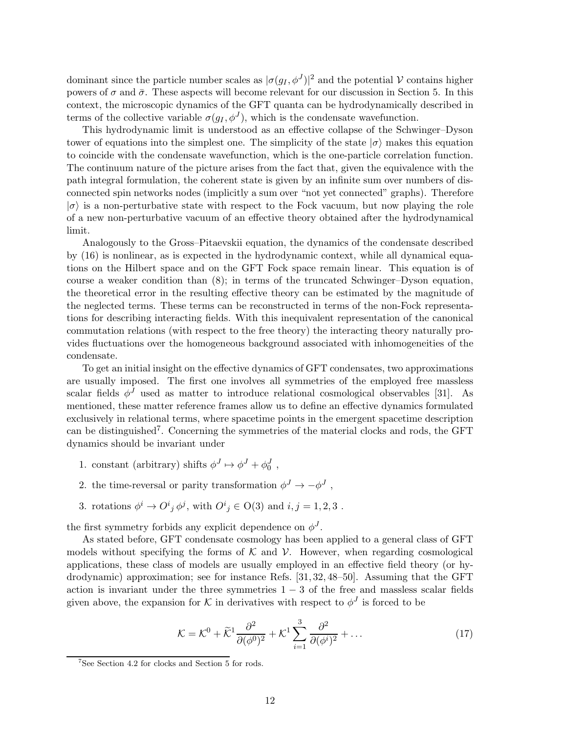dominant since the particle number scales as $|\sigma(g_I, \phi^J)|^2$ and the potential $\mathcal{V}$ contains higher powers of $\sigma$ and $\bar{\sigma}$. These aspects will become relevant for our discussion in Section 5. In this context, the microscopic dynamics of the GFT quanta can be hydrodynamically described in terms of the collective variable $\sigma(g_I, \phi^J)$, which is the condensate wavefunction.

This hydrodynamic limit is understood as an effective collapse of the Schwinger–Dyson tower of equations into the simplest one. The simplicity of the state $|\sigma\rangle$ makes this equation to coincide with the condensate wavefunction, which is the one-particle correlation function. The continuum nature of the picture arises from the fact that, given the equivalence with the path integral formulation, the coherent state is given by an infinite sum over numbers of disconnected spin networks nodes (implicitly a sum over "not yet connected" graphs). Therefore $|\sigma\rangle$ is a non-perturbative state with respect to the Fock vacuum, but now playing the role of a new non-perturbative vacuum of an effective theory obtained after the hydrodynamical limit.

Analogously to the Gross–Pitaevskii equation, the dynamics of the condensate described by (16) is nonlinear, as is expected in the hydrodynamic context, while all dynamical equations on the Hilbert space and on the GFT Fock space remain linear. This equation is of course a weaker condition than (8); in terms of the truncated Schwinger–Dyson equation, the theoretical error in the resulting effective theory can be estimated by the magnitude of the neglected terms. These terms can be reconstructed in terms of the non-Fock representations for describing interacting fields. With this inequivalent representation of the canonical commutation relations (with respect to the free theory) the interacting theory naturally provides fluctuations over the homogeneous background associated with inhomogeneities of the condensate.

To get an initial insight on the effective dynamics of GFT condensates, two approximations are usually imposed. The first one involves all symmetries of the employed free massless scalar fields $\phi^J$ used as matter to introduce relational cosmological observables [31]. As mentioned, these matter reference frames allow us to define an effective dynamics formulated exclusively in relational terms, where spacetime points in the emergent spacetime description can be distinguished[7]. Concerning the symmetries of the material clocks and rods, the GFT dynamics should be invariant under

1. constant (arbitrary) shifts $\phi^J \mapsto \phi^J + \phi^J_0$ ,
2. the time-reversal or parity transformation $\phi^J \to -\phi^J$ ,
3. rotations $\phi^i \to O^i{}_j\, \phi^j$, with $O^i{}_j \in \mathrm{O}(3)$ and $i, j = 1, 2, 3$ .

the first symmetry forbids any explicit dependence on $\phi^J$.

As stated before, GFT condensate cosmology has been applied to a general class of GFT models without specifying the forms of $\mathcal{K}$ and $\mathcal{V}$. However, when regarding cosmological applications, these class of models are usually employed in an effective field theory (or hydrodynamic) approximation; see for instance Refs. [31, 32, 48–50]. Assuming that the GFT action is invariant under the three symmetries $1-3$ of the free and massless scalar fields given above, the expansion for $\mathcal{K}$ in derivatives with respect to $\phi^J$ is forced to be

$$\mathcal{K} = \mathcal{K}^0 + \widetilde{\mathcal{K}}^1 \frac{\partial^2}{\partial(\phi^0)^2} + \mathcal{K}^1 \sum_{i=1}^{3} \frac{\partial^2}{\partial(\phi^i)^2} + \dots \tag{17}$$

[7] See Section 4.2 for clocks and Section 5 for rods.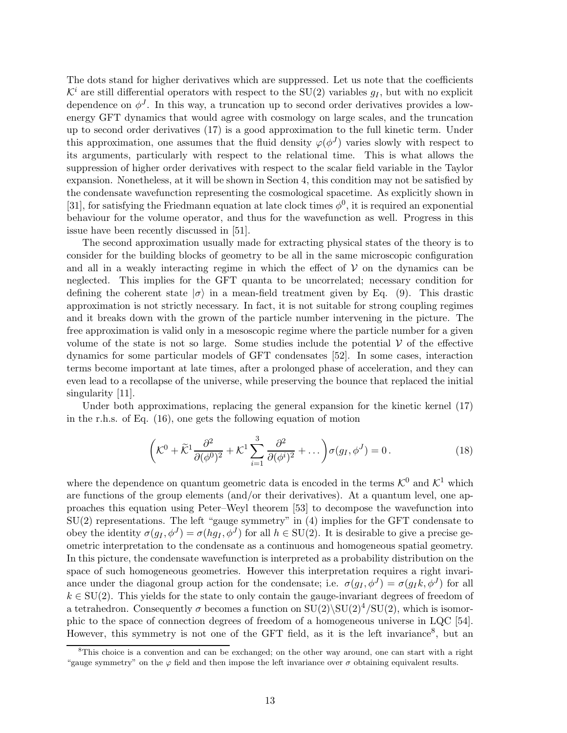The dots stand for higher derivatives which are suppressed. Let us note that the coefficients $\mathcal{K}^i$ are still differential operators with respect to the SU(2) variables $g_I$, but with no explicit dependence on $\phi^J$. In this way, a truncation up to second order derivatives provides a low-energy GFT dynamics that would agree with cosmology on large scales, and the truncation up to second order derivatives (17) is a good approximation to the full kinetic term. Under this approximation, one assumes that the fluid density $\varphi(\phi^J)$ varies slowly with respect to its arguments, particularly with respect to the relational time. This is what allows the suppression of higher order derivatives with respect to the scalar field variable in the Taylor expansion. Nonetheless, at it will be shown in Section 4, this condition may not be satisfied by the condensate wavefunction representing the cosmological spacetime. As explicitly shown in [31], for satisfying the Friedmann equation at late clock times $\phi^0$, it is required an exponential behaviour for the volume operator, and thus for the wavefunction as well. Progress in this issue have been recently discussed in [51].

The second approximation usually made for extracting physical states of the theory is to consider for the building blocks of geometry to be all in the same microscopic configuration and all in a weakly interacting regime in which the effect of $\mathcal{V}$ on the dynamics can be neglected. This implies for the GFT quanta to be uncorrelated; necessary condition for defining the coherent state $|\sigma\rangle$ in a mean-field treatment given by Eq. (9). This drastic approximation is not strictly necessary. In fact, it is not suitable for strong coupling regimes and it breaks down with the grown of the particle number intervening in the picture. The free approximation is valid only in a mesoscopic regime where the particle number for a given volume of the state is not so large. Some studies include the potential $\mathcal{V}$ of the effective dynamics for some particular models of GFT condensates [52]. In some cases, interaction terms become important at late times, after a prolonged phase of acceleration, and they can even lead to a recollapse of the universe, while preserving the bounce that replaced the initial singularity [11].

Under both approximations, replacing the general expansion for the kinetic kernel (17) in the r.h.s. of Eq. (16), one gets the following equation of motion

$$\left(\mathcal{K}^0 + \widetilde{\mathcal{K}}^1 \frac{\partial^2}{\partial(\phi^0)^2} + \mathcal{K}^1 \sum_{i=1}^{3} \frac{\partial^2}{\partial(\phi^i)^2} + \dots\right)\sigma(g_I, \phi^J) = 0\,. \tag{18}$$

where the dependence on quantum geometric data is encoded in the terms $\mathcal{K}^0$ and $\mathcal{K}^1$ which are functions of the group elements (and/or their derivatives). At a quantum level, one approaches this equation using Peter–Weyl theorem [53] to decompose the wavefunction into SU(2) representations. The left "gauge symmetry" in (4) implies for the GFT condensate to obey the identity $\sigma(g_I, \phi^J) = \sigma(hg_I, \phi^J)$ for all $h \in \mathrm{SU}(2)$. It is desirable to give a precise geometric interpretation to the condensate as a continuous and homogeneous spatial geometry. In this picture, the condensate wavefunction is interpreted as a probability distribution on the space of such homogeneous geometries. However this interpretation requires a right invariance under the diagonal group action for the condensate; i.e. $\sigma(g_I, \phi^J) = \sigma(g_I k, \phi^J)$ for all $k \in \mathrm{SU}(2)$. This yields for the state to only contain the gauge-invariant degrees of freedom of a tetrahedron. Consequently $\sigma$ becomes a function on $\mathrm{SU}(2)\backslash\mathrm{SU}(2)^4/\mathrm{SU}(2)$, which is isomorphic to the space of connection degrees of freedom of a homogeneous universe in LQC [54]. However, this symmetry is not one of the GFT field, as it is the left invariance[8], but an

[8] This choice is a convention and can be exchanged; on the other way around, one can start with a right "gauge symmetry" on the $\varphi$ field and then impose the left invariance over $\sigma$ obtaining equivalent results.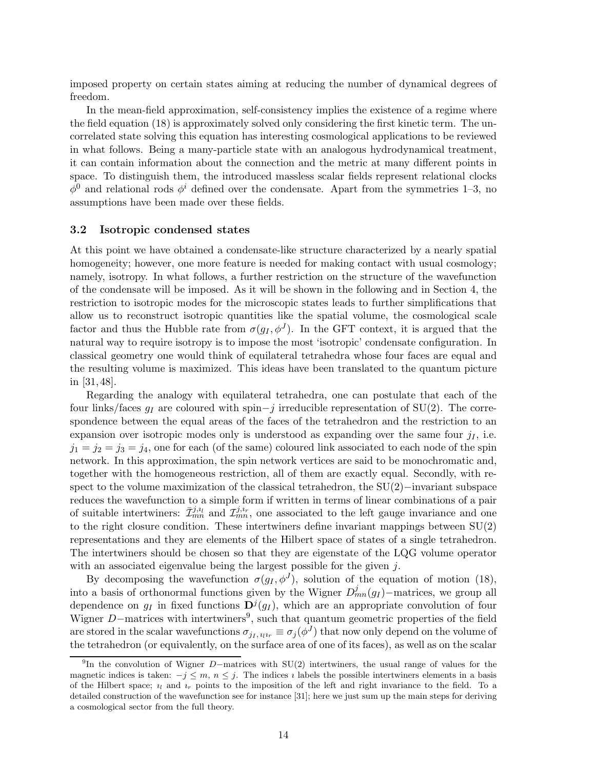imposed property on certain states aiming at reducing the number of dynamical degrees of freedom.

In the mean-field approximation, self-consistency implies the existence of a regime where the field equation (18) is approximately solved only considering the first kinetic term. The uncorrelated state solving this equation has interesting cosmological applications to be reviewed in what follows. Being a many-particle state with an analogous hydrodynamical treatment, it can contain information about the connection and the metric at many different points in space. To distinguish them, the introduced massless scalar fields represent relational clocks $\phi^0$ and relational rods $\phi^i$ defined over the condensate. Apart from the symmetries 1–3, no assumptions have been made over these fields.

### 3.2 Isotropic condensed states

At this point we have obtained a condensate-like structure characterized by a nearly spatial homogeneity; however, one more feature is needed for making contact with usual cosmology; namely, isotropy. In what follows, a further restriction on the structure of the wavefunction of the condensate will be imposed. As it will be shown in the following and in Section 4, the restriction to isotropic modes for the microscopic states leads to further simplifications that allow us to reconstruct isotropic quantities like the spatial volume, the cosmological scale factor and thus the Hubble rate from $\sigma(g_I, \phi^J)$. In the GFT context, it is argued that the natural way to require isotropy is to impose the most 'isotropic' condensate configuration. In classical geometry one would think of equilateral tetrahedra whose four faces are equal and the resulting volume is maximized. This ideas have been translated to the quantum picture in [31, 48].

Regarding the analogy with equilateral tetrahedra, one can postulate that each of the four links/faces $g_I$ are coloured with spin$-j$ irreducible representation of SU(2). The correspondence between the equal areas of the faces of the tetrahedron and the restriction to an expansion over isotropic modes only is understood as expanding over the same four $j_I$, i.e. $j_1 = j_2 = j_3 = j_4$, one for each (of the same) coloured link associated to each node of the spin network. In this approximation, the spin network vertices are said to be monochromatic and, together with the homogeneous restriction, all of them are exactly equal. Secondly, with respect to the volume maximization of the classical tetrahedron, the SU(2)$-$invariant subspace reduces the wavefunction to a simple form if written in terms of linear combinations of a pair of suitable intertwiners: $\bar{\mathcal{I}}^{j,\imath_l}_{mn}$ and $\mathcal{I}^{j,\imath_r}_{mn}$, one associated to the left gauge invariance and one to the right closure condition. These intertwiners define invariant mappings between SU(2) representations and they are elements of the Hilbert space of states of a single tetrahedron. The intertwiners should be chosen so that they are eigenstate of the LQG volume operator with an associated eigenvalue being the largest possible for the given $j$.

By decomposing the wavefunction $\sigma(g_I, \phi^J)$, solution of the equation of motion (18), into a basis of orthonormal functions given by the Wigner $D^j_{mn}(g_I)-$matrices, we group all dependence on $g_I$ in fixed functions $\mathbf{D}^j(g_I)$, which are an appropriate convolution of four Wigner $D-$matrices with intertwiners[9], such that quantum geometric properties of the field are stored in the scalar wavefunctions $\sigma_{j_I, \imath_l \imath_r} \equiv \sigma_j(\phi^J)$ that now only depend on the volume of the tetrahedron (or equivalently, on the surface area of one of its faces), as well as on the scalar

[9] In the convolution of Wigner $D-$matrices with SU(2) intertwiners, the usual range of values for the magnetic indices is taken: $-j \leq m,\, n \leq j$. The indices $\imath$ labels the possible intertwiners elements in a basis of the Hilbert space; $\imath_l$ and $\imath_r$ points to the imposition of the left and right invariance to the field. To a detailed construction of the wavefunction see for instance [31]; here we just sum up the main steps for deriving a cosmological sector from the full theory.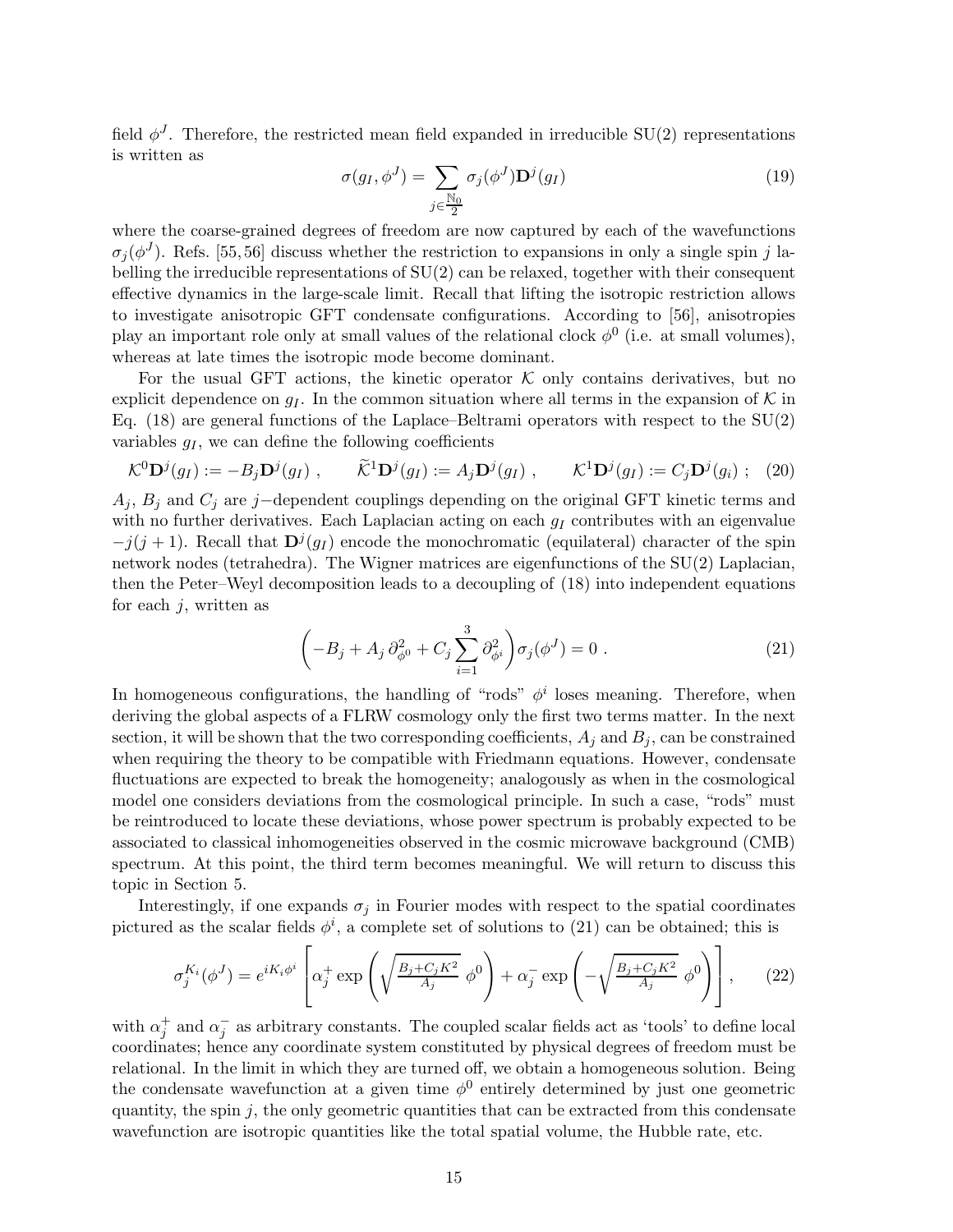field $\phi^J$. Therefore, the restricted mean field expanded in irreducible SU(2) representations is written as

$$\sigma(g_I, \phi^J) = \sum_{j \in \frac{\mathbb{N}_0}{2}} \sigma_j(\phi^J) \mathbf{D}^j(g_I) \tag{19}$$

where the coarse-grained degrees of freedom are now captured by each of the wavefunctions $\sigma_j(\phi^J)$. Refs. [55, 56] discuss whether the restriction to expansions in only a single spin $j$ labelling the irreducible representations of SU(2) can be relaxed, together with their consequent effective dynamics in the large-scale limit. Recall that lifting the isotropic restriction allows to investigate anisotropic GFT condensate configurations. According to [56], anisotropies play an important role only at small values of the relational clock $\phi^0$ (i.e. at small volumes), whereas at late times the isotropic mode become dominant.

For the usual GFT actions, the kinetic operator $\mathcal{K}$ only contains derivatives, but no explicit dependence on $g_I$. In the common situation where all terms in the expansion of $\mathcal{K}$ in Eq. (18) are general functions of the Laplace–Beltrami operators with respect to the SU(2) variables $g_I$, we can define the following coefficients

$$\mathcal{K}^0 \mathbf{D}^j(g_I) := -B_j \mathbf{D}^j(g_I) \ , \qquad \widetilde{\mathcal{K}}^1 \mathbf{D}^j(g_I) := A_j \mathbf{D}^j(g_I) \ , \qquad \mathcal{K}^1 \mathbf{D}^j(g_I) := C_j \mathbf{D}^j(g_i) \ ; \tag{20}$$

$A_j$, $B_j$ and $C_j$ are $j-$dependent couplings depending on the original GFT kinetic terms and with no further derivatives. Each Laplacian acting on each $g_I$ contributes with an eigenvalue $-j(j+1)$. Recall that $\mathbf{D}^j(g_I)$ encode the monochromatic (equilateral) character of the spin network nodes (tetrahedra). The Wigner matrices are eigenfunctions of the SU(2) Laplacian, then the Peter–Weyl decomposition leads to a decoupling of (18) into independent equations for each $j$, written as

$$\left( -B_j + A_j \, \partial^2_{\phi^0} + C_j \sum_{i=1}^{3} \partial^2_{\phi^i} \right) \sigma_j(\phi^J) = 0 \ . \tag{21}$$

In homogeneous configurations, the handling of "rods" $\phi^i$ loses meaning. Therefore, when deriving the global aspects of a FLRW cosmology only the first two terms matter. In the next section, it will be shown that the two corresponding coefficients, $A_j$ and $B_j$, can be constrained when requiring the theory to be compatible with Friedmann equations. However, condensate fluctuations are expected to break the homogeneity; analogously as when in the cosmological model one considers deviations from the cosmological principle. In such a case, "rods" must be reintroduced to locate these deviations, whose power spectrum is probably expected to be associated to classical inhomogeneities observed in the cosmic microwave background (CMB) spectrum. At this point, the third term becomes meaningful. We will return to discuss this topic in Section 5.

Interestingly, if one expands $\sigma_j$ in Fourier modes with respect to the spatial coordinates pictured as the scalar fields $\phi^i$, a complete set of solutions to (21) can be obtained; this is

$$\sigma_j^{K_i}(\phi^J) = e^{iK_i\phi^i} \left[ \alpha_j^+ \exp\left( \sqrt{\tfrac{B_j + C_j K^2}{A_j}} \ \phi^0 \right) + \alpha_j^- \exp\left( -\sqrt{\tfrac{B_j + C_j K^2}{A_j}} \ \phi^0 \right) \right], \tag{22}$$

with $\alpha_j^+$ and $\alpha_j^-$ as arbitrary constants. The coupled scalar fields act as 'tools' to define local coordinates; hence any coordinate system constituted by physical degrees of freedom must be relational. In the limit in which they are turned off, we obtain a homogeneous solution. Being the condensate wavefunction at a given time $\phi^0$ entirely determined by just one geometric quantity, the spin $j$, the only geometric quantities that can be extracted from this condensate wavefunction are isotropic quantities like the total spatial volume, the Hubble rate, etc.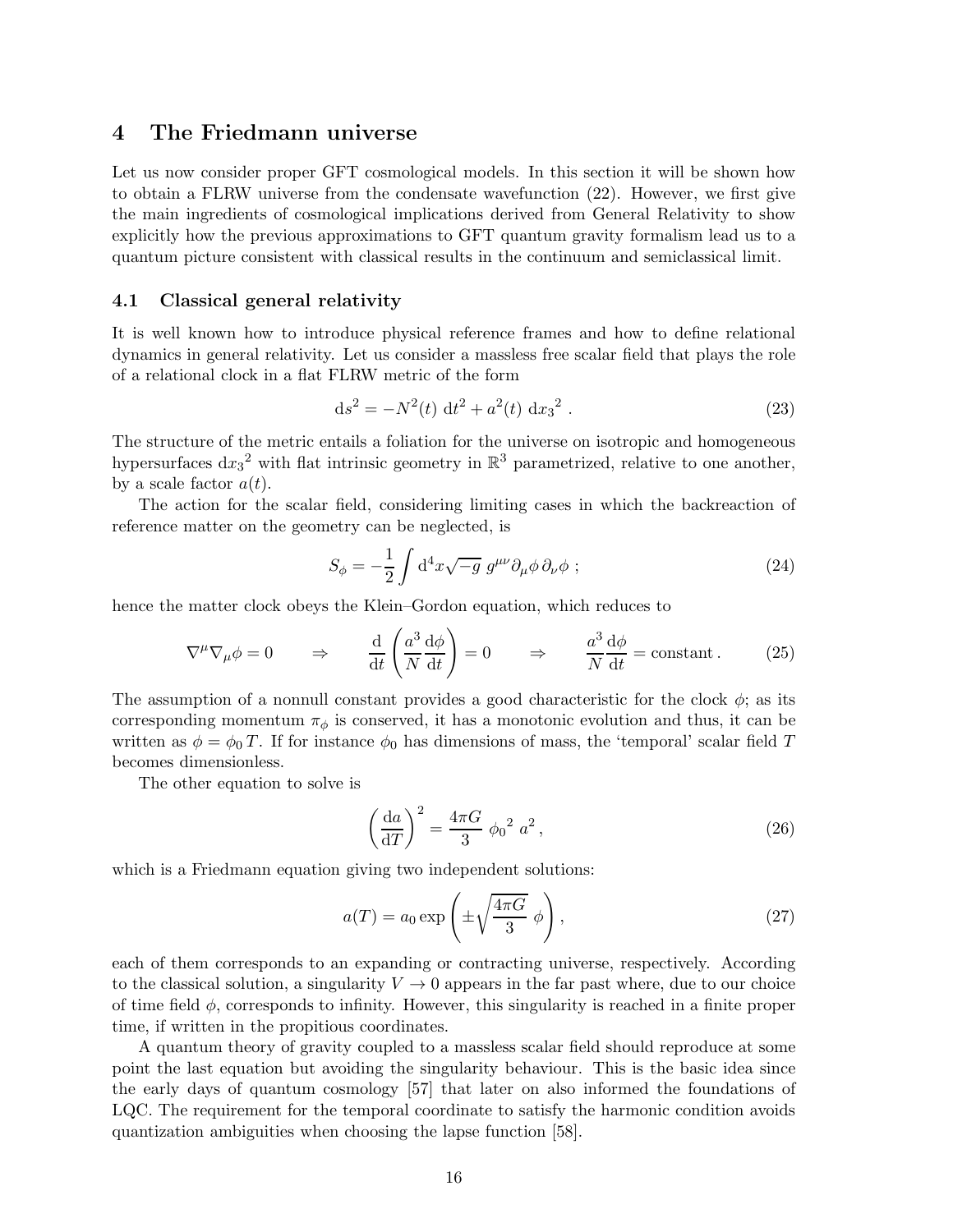## 4 The Friedmann universe

Let us now consider proper GFT cosmological models. In this section it will be shown how to obtain a FLRW universe from the condensate wavefunction (22). However, we first give the main ingredients of cosmological implications derived from General Relativity to show explicitly how the previous approximations to GFT quantum gravity formalism lead us to a quantum picture consistent with classical results in the continuum and semiclassical limit.

### 4.1 Classical general relativity

It is well known how to introduce physical reference frames and how to define relational dynamics in general relativity. Let us consider a massless free scalar field that plays the role of a relational clock in a flat FLRW metric of the form

$$\mathrm{d}s^2 = -N^2(t)\ \mathrm{d}t^2 + a^2(t)\ \mathrm{d}{x_3}^2\ . \tag{23}$$

The structure of the metric entails a foliation for the universe on isotropic and homogeneous hypersurfaces $\mathrm{d}{x_3}^2$ with flat intrinsic geometry in $\mathbb{R}^3$ parametrized, relative to one another, by a scale factor $a(t)$.

The action for the scalar field, considering limiting cases in which the backreaction of reference matter on the geometry can be neglected, is

$$S_\phi = -\frac{1}{2}\int \mathrm{d}^4x\sqrt{-g}\ g^{\mu\nu}\partial_\mu\phi\,\partial_\nu\phi\ ; \tag{24}$$

hence the matter clock obeys the Klein–Gordon equation, which reduces to

$$\nabla^\mu\nabla_\mu\phi = 0 \qquad \Rightarrow \qquad \frac{\mathrm{d}}{\mathrm{d}t}\left(\frac{a^3}{N}\frac{\mathrm{d}\phi}{\mathrm{d}t}\right) = 0 \qquad \Rightarrow \qquad \frac{a^3}{N}\frac{\mathrm{d}\phi}{\mathrm{d}t} = \text{constant}\,. \tag{25}$$

The assumption of a nonnull constant provides a good characteristic for the clock $\phi$; as its corresponding momentum $\pi_\phi$ is conserved, it has a monotonic evolution and thus, it can be written as $\phi = \phi_0\, T$. If for instance $\phi_0$ has dimensions of mass, the 'temporal' scalar field $T$ becomes dimensionless.

The other equation to solve is

$$\left(\frac{\mathrm{d}a}{\mathrm{d}T}\right)^2 = \frac{4\pi G}{3}\ {\phi_0}^2\ a^2\,, \tag{26}$$

which is a Friedmann equation giving two independent solutions:

$$a(T) = a_0\exp\left(\pm\sqrt{\frac{4\pi G}{3}}\ \phi\right), \tag{27}$$

each of them corresponds to an expanding or contracting universe, respectively. According to the classical solution, a singularity $V \to 0$ appears in the far past where, due to our choice of time field $\phi$, corresponds to infinity. However, this singularity is reached in a finite proper time, if written in the propitious coordinates.

A quantum theory of gravity coupled to a massless scalar field should reproduce at some point the last equation but avoiding the singularity behaviour. This is the basic idea since the early days of quantum cosmology [57] that later on also informed the foundations of LQC. The requirement for the temporal coordinate to satisfy the harmonic condition avoids quantization ambiguities when choosing the lapse function [58].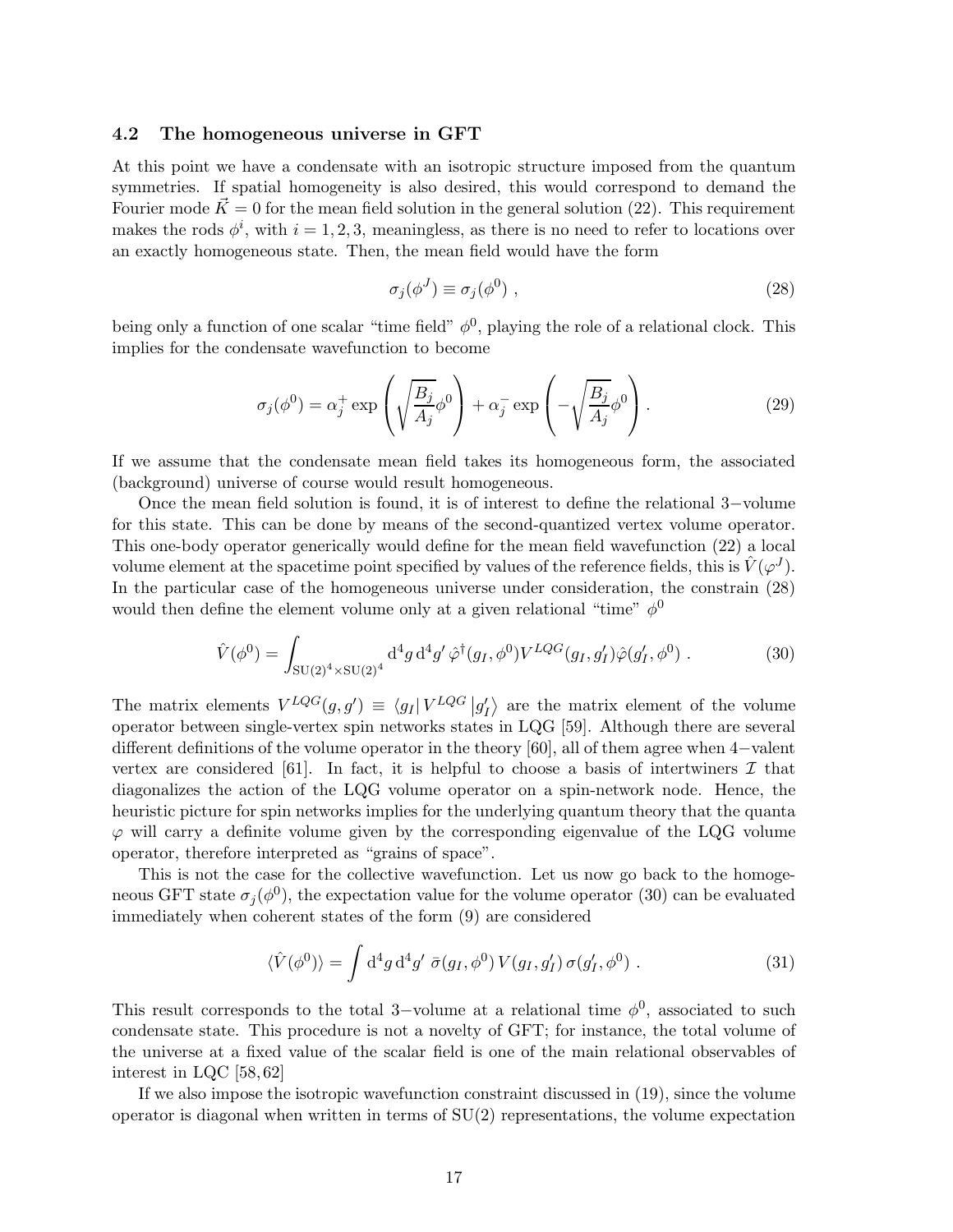### 4.2 The homogeneous universe in GFT

At this point we have a condensate with an isotropic structure imposed from the quantum symmetries. If spatial homogeneity is also desired, this would correspond to demand the Fourier mode $\vec{K} = 0$ for the mean field solution in the general solution (22). This requirement makes the rods $\phi^i$, with $i = 1, 2, 3$, meaningless, as there is no need to refer to locations over an exactly homogeneous state. Then, the mean field would have the form

$$\sigma_j(\phi^J) \equiv \sigma_j(\phi^0) \; , \tag{28}$$

being only a function of one scalar "time field" $\phi^0$, playing the role of a relational clock. This implies for the condensate wavefunction to become

$$\sigma_j(\phi^0) = \alpha_j^+ \exp\left(\sqrt{\frac{B_j}{A_j}}\phi^0\right) + \alpha_j^- \exp\left(-\sqrt{\frac{B_j}{A_j}}\phi^0\right) . \tag{29}$$

If we assume that the condensate mean field takes its homogeneous form, the associated (background) universe of course would result homogeneous.

Once the mean field solution is found, it is of interest to define the relational 3−volume for this state. This can be done by means of the second-quantized vertex volume operator. This one-body operator generically would define for the mean field wavefunction (22) a local volume element at the spacetime point specified by values of the reference fields, this is $\hat{V}(\varphi^J)$. In the particular case of the homogeneous universe under consideration, the constrain (28) would then define the element volume only at a given relational "time" $\phi^0$

$$\hat{V}(\phi^0) = \int_{\mathrm{SU}(2)^4 \times \mathrm{SU}(2)^4} \mathrm{d}^4 g \, \mathrm{d}^4 g' \, \hat{\varphi}^\dagger(g_I, \phi^0) V^{LQG}(g_I, g_I') \hat{\varphi}(g_I', \phi^0) \; . \tag{30}$$

The matrix elements $V^{LQG}(g, g') \equiv \langle g_I | V^{LQG} | g_I' \rangle$ are the matrix element of the volume operator between single-vertex spin networks states in LQG [59]. Although there are several different definitions of the volume operator in the theory [60], all of them agree when 4−valent vertex are considered [61]. In fact, it is helpful to choose a basis of intertwiners $\mathcal{I}$ that diagonalizes the action of the LQG volume operator on a spin-network node. Hence, the heuristic picture for spin networks implies for the underlying quantum theory that the quanta $\varphi$ will carry a definite volume given by the corresponding eigenvalue of the LQG volume operator, therefore interpreted as "grains of space".

This is not the case for the collective wavefunction. Let us now go back to the homogeneous GFT state $\sigma_j(\phi^0)$, the expectation value for the volume operator (30) can be evaluated immediately when coherent states of the form (9) are considered

$$\langle \hat{V}(\phi^0) \rangle = \int \mathrm{d}^4 g \, \mathrm{d}^4 g' \; \bar{\sigma}(g_I, \phi^0) \, V(g_I, g_I') \, \sigma(g_I', \phi^0) \; . \tag{31}$$

This result corresponds to the total 3−volume at a relational time $\phi^0$, associated to such condensate state. This procedure is not a novelty of GFT; for instance, the total volume of the universe at a fixed value of the scalar field is one of the main relational observables of interest in LQC [58,62]

If we also impose the isotropic wavefunction constraint discussed in (19), since the volume operator is diagonal when written in terms of SU(2) representations, the volume expectation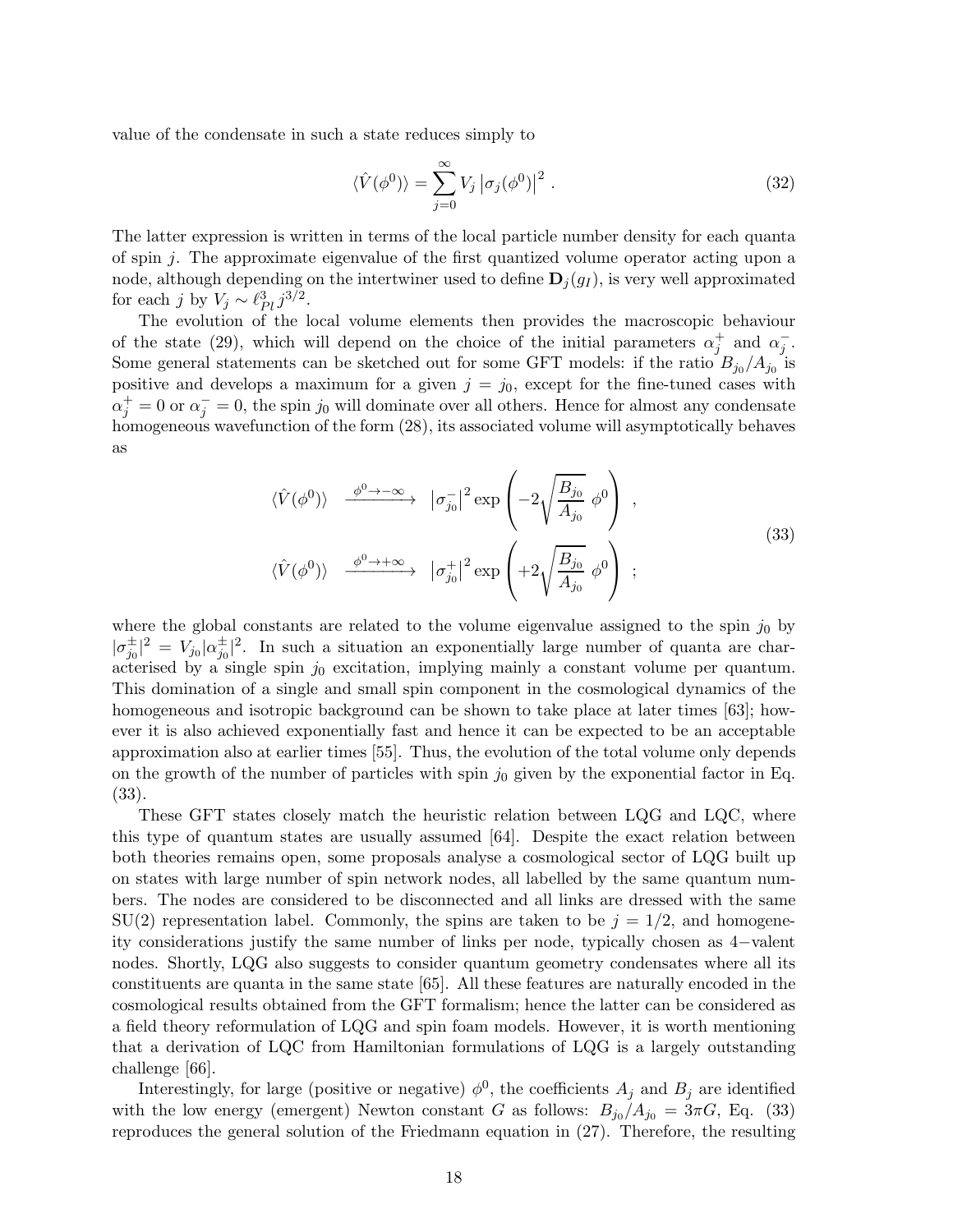value of the condensate in such a state reduces simply to

$$\langle \hat{V}(\phi^0) \rangle = \sum_{j=0}^{\infty} V_j \left| \sigma_j(\phi^0) \right|^2 . \tag{32}$$

The latter expression is written in terms of the local particle number density for each quanta of spin $j$. The approximate eigenvalue of the first quantized volume operator acting upon a node, although depending on the intertwiner used to define $\mathbf{D}_j(g_I)$, is very well approximated for each $j$ by $V_j \sim \ell_{Pl}^3 j^{3/2}$.

The evolution of the local volume elements then provides the macroscopic behaviour of the state (29), which will depend on the choice of the initial parameters $\alpha_j^+$ and $\alpha_j^-$. Some general statements can be sketched out for some GFT models: if the ratio $B_{j_0}/A_{j_0}$ is positive and develops a maximum for a given $j = j_0$, except for the fine-tuned cases with $\alpha_j^+ = 0$ or $\alpha_j^- = 0$, the spin $j_0$ will dominate over all others. Hence for almost any condensate homogeneous wavefunction of the form (28), its associated volume will asymptotically behaves as

$$\begin{aligned} \langle \hat{V}(\phi^0) \rangle \quad &\xrightarrow{\phi^0 \to -\infty} \quad \left| \sigma_{j_0}^- \right|^2 \exp\left( -2\sqrt{\frac{B_{j_0}}{A_{j_0}}}\ \phi^0 \right) \ , \\ \langle \hat{V}(\phi^0) \rangle \quad &\xrightarrow{\phi^0 \to +\infty} \quad \left| \sigma_{j_0}^+ \right|^2 \exp\left( +2\sqrt{\frac{B_{j_0}}{A_{j_0}}}\ \phi^0 \right) \ ; \end{aligned} \tag{33}$$

where the global constants are related to the volume eigenvalue assigned to the spin $j_0$ by $|\sigma_{j_0}^\pm|^2 = V_{j_0} |\alpha_{j_0}^\pm|^2$. In such a situation an exponentially large number of quanta are characterised by a single spin $j_0$ excitation, implying mainly a constant volume per quantum. This domination of a single and small spin component in the cosmological dynamics of the homogeneous and isotropic background can be shown to take place at later times [63]; however it is also achieved exponentially fast and hence it can be expected to be an acceptable approximation also at earlier times [55]. Thus, the evolution of the total volume only depends on the growth of the number of particles with spin $j_0$ given by the exponential factor in Eq. (33).

These GFT states closely match the heuristic relation between LQG and LQC, where this type of quantum states are usually assumed [64]. Despite the exact relation between both theories remains open, some proposals analyse a cosmological sector of LQG built up on states with large number of spin network nodes, all labelled by the same quantum numbers. The nodes are considered to be disconnected and all links are dressed with the same SU(2) representation label. Commonly, the spins are taken to be $j = 1/2$, and homogeneity considerations justify the same number of links per node, typically chosen as 4−valent nodes. Shortly, LQG also suggests to consider quantum geometry condensates where all its constituents are quanta in the same state [65]. All these features are naturally encoded in the cosmological results obtained from the GFT formalism; hence the latter can be considered as a field theory reformulation of LQG and spin foam models. However, it is worth mentioning that a derivation of LQC from Hamiltonian formulations of LQG is a largely outstanding challenge [66].

Interestingly, for large (positive or negative) $\phi^0$, the coefficients $A_j$ and $B_j$ are identified with the low energy (emergent) Newton constant $G$ as follows: $B_{j_0}/A_{j_0} = 3\pi G$, Eq. (33) reproduces the general solution of the Friedmann equation in (27). Therefore, the resulting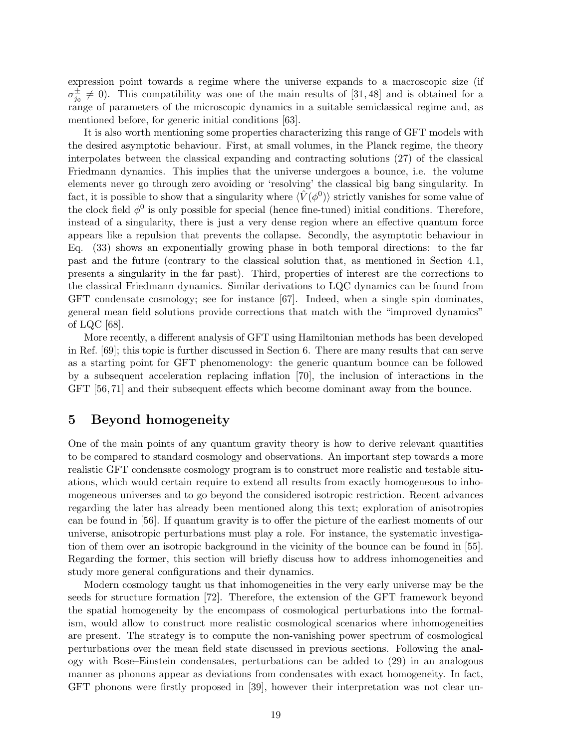expression point towards a regime where the universe expands to a macroscopic size (if $\sigma^{\pm}_{j_0} \neq 0$). This compatibility was one of the main results of [31, 48] and is obtained for a range of parameters of the microscopic dynamics in a suitable semiclassical regime and, as mentioned before, for generic initial conditions [63].

It is also worth mentioning some properties characterizing this range of GFT models with the desired asymptotic behaviour. First, at small volumes, in the Planck regime, the theory interpolates between the classical expanding and contracting solutions (27) of the classical Friedmann dynamics. This implies that the universe undergoes a bounce, i.e. the volume elements never go through zero avoiding or 'resolving' the classical big bang singularity. In fact, it is possible to show that a singularity where $\langle \hat{V}(\phi^0) \rangle$ strictly vanishes for some value of the clock field $\phi^0$ is only possible for special (hence fine-tuned) initial conditions. Therefore, instead of a singularity, there is just a very dense region where an effective quantum force appears like a repulsion that prevents the collapse. Secondly, the asymptotic behaviour in Eq. (33) shows an exponentially growing phase in both temporal directions: to the far past and the future (contrary to the classical solution that, as mentioned in Section 4.1, presents a singularity in the far past). Third, properties of interest are the corrections to the classical Friedmann dynamics. Similar derivations to LQC dynamics can be found from GFT condensate cosmology; see for instance [67]. Indeed, when a single spin dominates, general mean field solutions provide corrections that match with the "improved dynamics" of LQC [68].

More recently, a different analysis of GFT using Hamiltonian methods has been developed in Ref. [69]; this topic is further discussed in Section 6. There are many results that can serve as a starting point for GFT phenomenology: the generic quantum bounce can be followed by a subsequent acceleration replacing inflation [70], the inclusion of interactions in the GFT [56, 71] and their subsequent effects which become dominant away from the bounce.

# 5 Beyond homogeneity

One of the main points of any quantum gravity theory is how to derive relevant quantities to be compared to standard cosmology and observations. An important step towards a more realistic GFT condensate cosmology program is to construct more realistic and testable situations, which would certain require to extend all results from exactly homogeneous to inhomogeneous universes and to go beyond the considered isotropic restriction. Recent advances regarding the later has already been mentioned along this text; exploration of anisotropies can be found in [56]. If quantum gravity is to offer the picture of the earliest moments of our universe, anisotropic perturbations must play a role. For instance, the systematic investigation of them over an isotropic background in the vicinity of the bounce can be found in [55]. Regarding the former, this section will briefly discuss how to address inhomogeneities and study more general configurations and their dynamics.

Modern cosmology taught us that inhomogeneities in the very early universe may be the seeds for structure formation [72]. Therefore, the extension of the GFT framework beyond the spatial homogeneity by the encompass of cosmological perturbations into the formalism, would allow to construct more realistic cosmological scenarios where inhomogeneities are present. The strategy is to compute the non-vanishing power spectrum of cosmological perturbations over the mean field state discussed in previous sections. Following the analogy with Bose–Einstein condensates, perturbations can be added to (29) in an analogous manner as phonons appear as deviations from condensates with exact homogeneity. In fact, GFT phonons were firstly proposed in [39], however their interpretation was not clear un-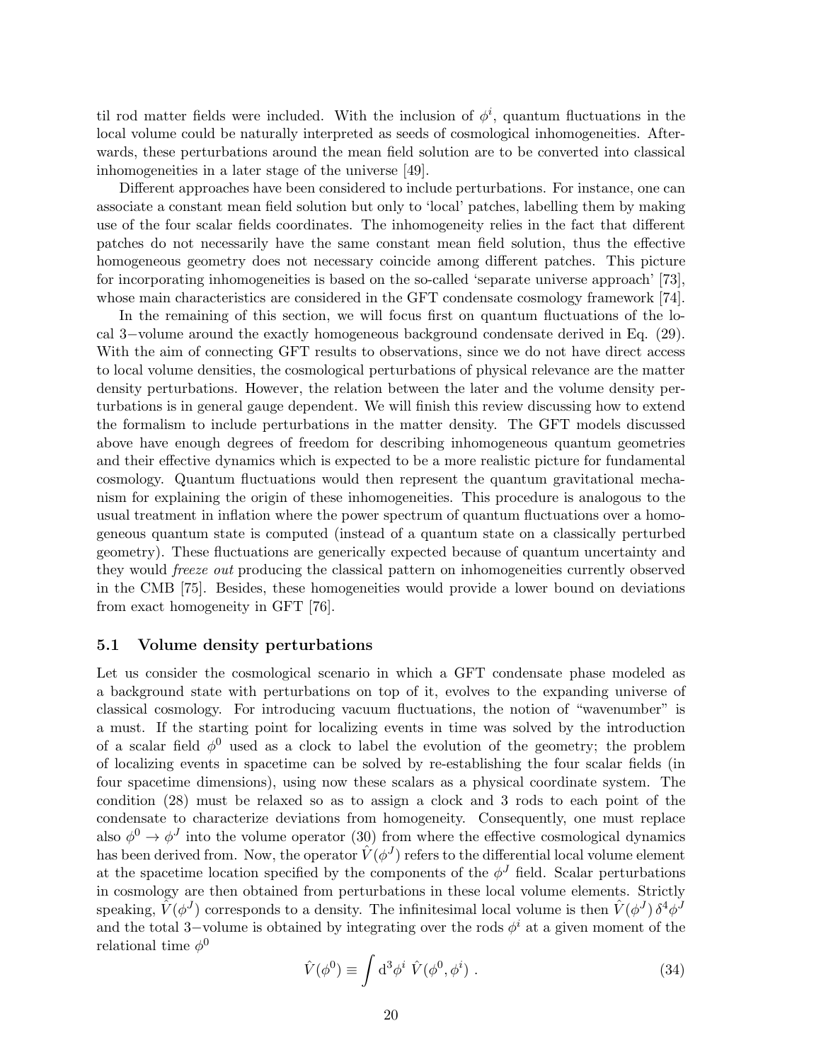til rod matter fields were included. With the inclusion of $\phi^i$, quantum fluctuations in the local volume could be naturally interpreted as seeds of cosmological inhomogeneities. Afterwards, these perturbations around the mean field solution are to be converted into classical inhomogeneities in a later stage of the universe [49].

Different approaches have been considered to include perturbations. For instance, one can associate a constant mean field solution but only to 'local' patches, labelling them by making use of the four scalar fields coordinates. The inhomogeneity relies in the fact that different patches do not necessarily have the same constant mean field solution, thus the effective homogeneous geometry does not necessary coincide among different patches. This picture for incorporating inhomogeneities is based on the so-called 'separate universe approach' [73], whose main characteristics are considered in the GFT condensate cosmology framework [74].

In the remaining of this section, we will focus first on quantum fluctuations of the local 3−volume around the exactly homogeneous background condensate derived in Eq. (29). With the aim of connecting GFT results to observations, since we do not have direct access to local volume densities, the cosmological perturbations of physical relevance are the matter density perturbations. However, the relation between the later and the volume density perturbations is in general gauge dependent. We will finish this review discussing how to extend the formalism to include perturbations in the matter density. The GFT models discussed above have enough degrees of freedom for describing inhomogeneous quantum geometries and their effective dynamics which is expected to be a more realistic picture for fundamental cosmology. Quantum fluctuations would then represent the quantum gravitational mechanism for explaining the origin of these inhomogeneities. This procedure is analogous to the usual treatment in inflation where the power spectrum of quantum fluctuations over a homogeneous quantum state is computed (instead of a quantum state on a classically perturbed geometry). These fluctuations are generically expected because of quantum uncertainty and they would *freeze out* producing the classical pattern on inhomogeneities currently observed in the CMB [75]. Besides, these homogeneities would provide a lower bound on deviations from exact homogeneity in GFT [76].

### 5.1 Volume density perturbations

Let us consider the cosmological scenario in which a GFT condensate phase modeled as a background state with perturbations on top of it, evolves to the expanding universe of classical cosmology. For introducing vacuum fluctuations, the notion of "wavenumber" is a must. If the starting point for localizing events in time was solved by the introduction of a scalar field $\phi^0$ used as a clock to label the evolution of the geometry; the problem of localizing events in spacetime can be solved by re-establishing the four scalar fields (in four spacetime dimensions), using now these scalars as a physical coordinate system. The condition (28) must be relaxed so as to assign a clock and 3 rods to each point of the condensate to characterize deviations from homogeneity. Consequently, one must replace also $\phi^0 \to \phi^J$ into the volume operator (30) from where the effective cosmological dynamics has been derived from. Now, the operator $\hat{V}(\phi^J)$ refers to the differential local volume element at the spacetime location specified by the components of the $\phi^J$ field. Scalar perturbations in cosmology are then obtained from perturbations in these local volume elements. Strictly speaking, $\hat{V}(\phi^J)$ corresponds to a density. The infinitesimal local volume is then $\hat{V}(\phi^J)\,\delta^4\phi^J$ and the total 3−volume is obtained by integrating over the rods $\phi^i$ at a given moment of the relational time $\phi^0$

$$\hat{V}(\phi^0) \equiv \int \mathrm{d}^3\phi^i \; \hat{V}(\phi^0, \phi^i)\ . \tag{34}$$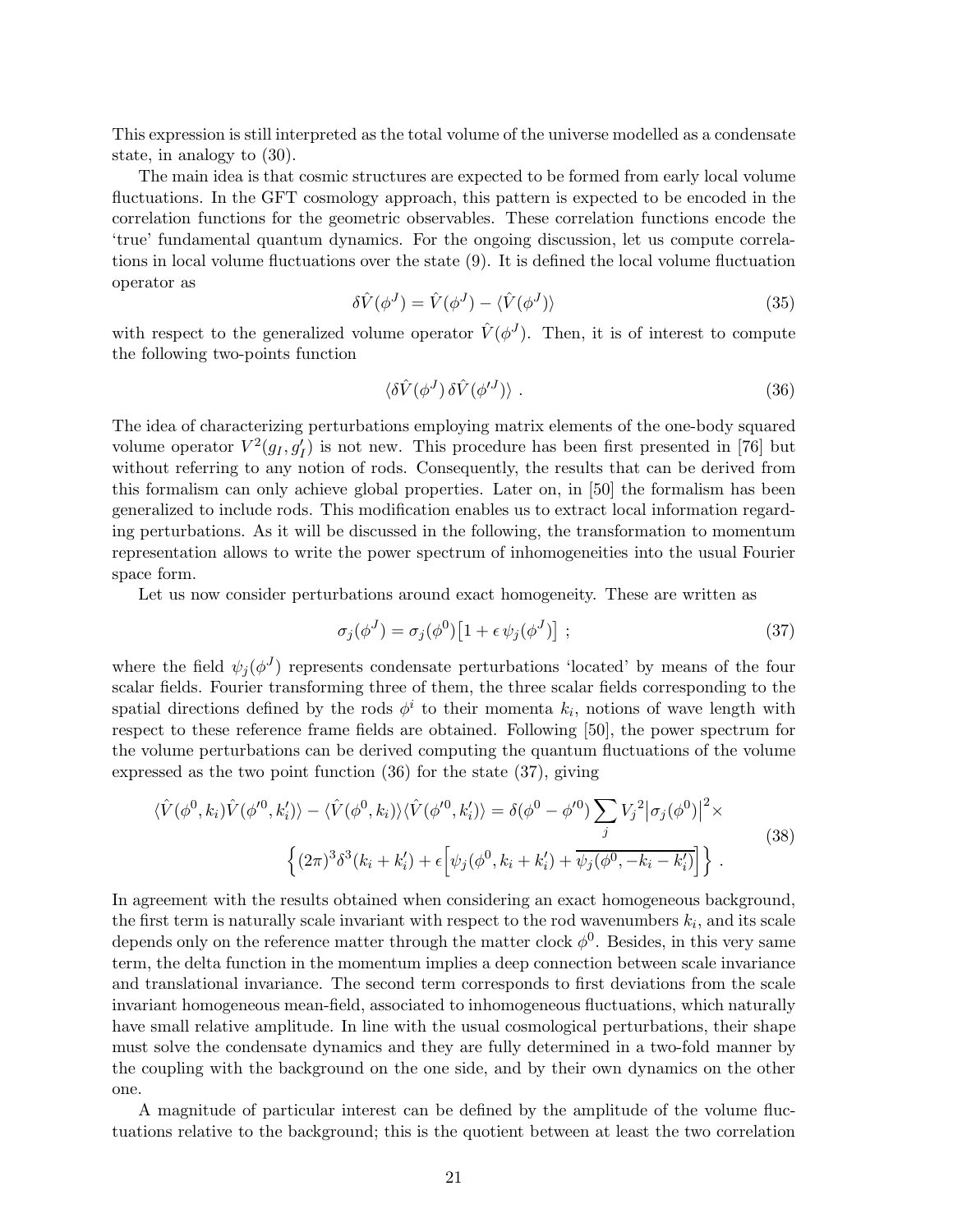This expression is still interpreted as the total volume of the universe modelled as a condensate state, in analogy to (30).

The main idea is that cosmic structures are expected to be formed from early local volume fluctuations. In the GFT cosmology approach, this pattern is expected to be encoded in the correlation functions for the geometric observables. These correlation functions encode the 'true' fundamental quantum dynamics. For the ongoing discussion, let us compute correlations in local volume fluctuations over the state (9). It is defined the local volume fluctuation operator as

$$\delta\hat{V}(\phi^J) = \hat{V}(\phi^J) - \langle\hat{V}(\phi^J)\rangle \tag{35}$$

with respect to the generalized volume operator $\hat{V}(\phi^J)$. Then, it is of interest to compute the following two-points function

$$\langle\delta\hat{V}(\phi^J)\,\delta\hat{V}(\phi'^J)\rangle \ . \tag{36}$$

The idea of characterizing perturbations employing matrix elements of the one-body squared volume operator $V^2(g_I, g'_I)$ is not new. This procedure has been first presented in [76] but without referring to any notion of rods. Consequently, the results that can be derived from this formalism can only achieve global properties. Later on, in [50] the formalism has been generalized to include rods. This modification enables us to extract local information regarding perturbations. As it will be discussed in the following, the transformation to momentum representation allows to write the power spectrum of inhomogeneities into the usual Fourier space form.

Let us now consider perturbations around exact homogeneity. These are written as

$$\sigma_j(\phi^J) = \sigma_j(\phi^0)\big[1 + \epsilon\,\psi_j(\phi^J)\big] \ ; \tag{37}$$

where the field $\psi_j(\phi^J)$ represents condensate perturbations 'located' by means of the four scalar fields. Fourier transforming three of them, the three scalar fields corresponding to the spatial directions defined by the rods $\phi^i$ to their momenta $k_i$, notions of wave length with respect to these reference frame fields are obtained. Following [50], the power spectrum for the volume perturbations can be derived computing the quantum fluctuations of the volume expressed as the two point function (36) for the state (37), giving

$$\begin{aligned}\langle\hat{V}(\phi^0,k_i)\hat{V}(\phi'^0,k'_i)\rangle - \langle\hat{V}(\phi^0,k_i)\rangle\langle\hat{V}(\phi'^0,k'_i)\rangle = \delta(\phi^0-\phi'^0)\sum_j {V_j}^2\big|\sigma_j(\phi^0)\big|^2\times \\ \Big\{(2\pi)^3\delta^3(k_i+k'_i) + \epsilon\Big[\psi_j(\phi^0,k_i+k'_i) + \overline{\psi_j(\phi^0,-k_i-k'_i)}\Big]\Big\} \ .\end{aligned} \tag{38}$$

In agreement with the results obtained when considering an exact homogeneous background, the first term is naturally scale invariant with respect to the rod wavenumbers $k_i$, and its scale depends only on the reference matter through the matter clock $\phi^0$. Besides, in this very same term, the delta function in the momentum implies a deep connection between scale invariance and translational invariance. The second term corresponds to first deviations from the scale invariant homogeneous mean-field, associated to inhomogeneous fluctuations, which naturally have small relative amplitude. In line with the usual cosmological perturbations, their shape must solve the condensate dynamics and they are fully determined in a two-fold manner by the coupling with the background on the one side, and by their own dynamics on the other one.

A magnitude of particular interest can be defined by the amplitude of the volume fluctuations relative to the background; this is the quotient between at least the two correlation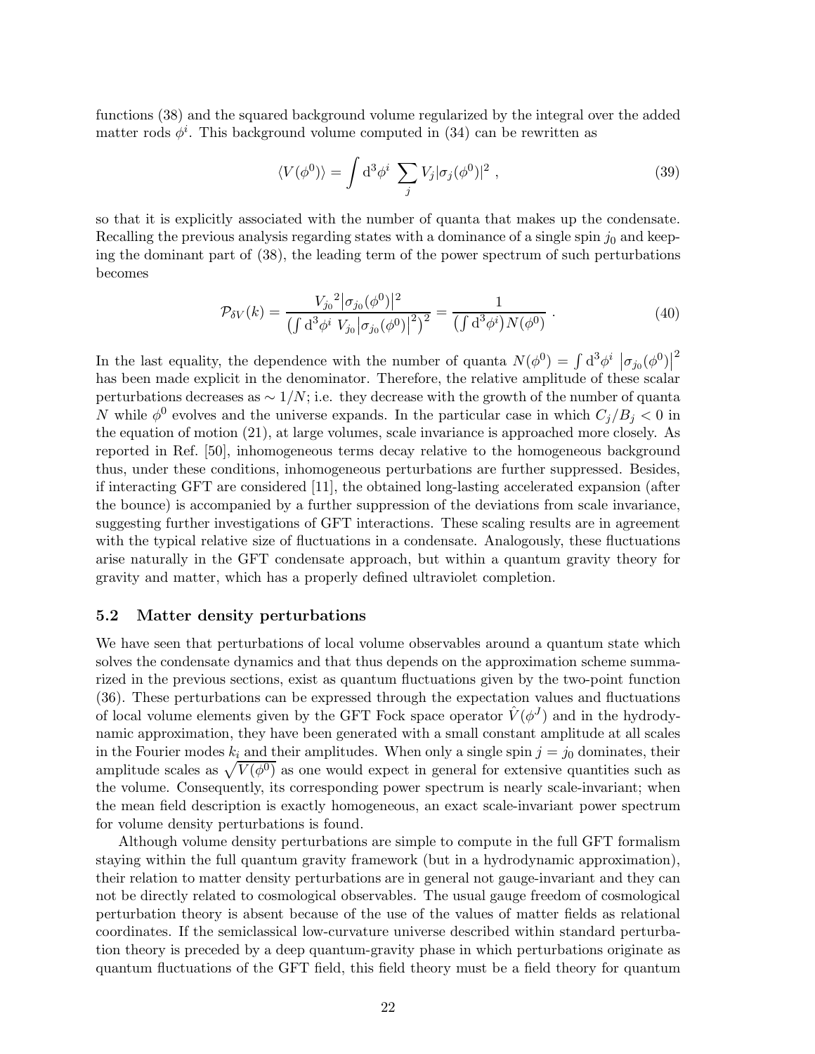functions (38) and the squared background volume regularized by the integral over the added matter rods $\phi^i$. This background volume computed in (34) can be rewritten as

$$\langle V(\phi^0)\rangle = \int \mathrm{d}^3\phi^i \ \sum_j V_j|\sigma_j(\phi^0)|^2 \ , \tag{39}$$

so that it is explicitly associated with the number of quanta that makes up the condensate. Recalling the previous analysis regarding states with a dominance of a single spin $j_0$ and keeping the dominant part of (38), the leading term of the power spectrum of such perturbations becomes

$$\mathcal{P}_{\delta V}(k) = \frac{{V_{j_0}}^2|\sigma_{j_0}(\phi^0)|^2}{\left(\int \mathrm{d}^3\phi^i \ V_{j_0}|\sigma_{j_0}(\phi^0)|^2\right)^2} = \frac{1}{\left(\int \mathrm{d}^3\phi^i\right)N(\phi^0)} \ . \tag{40}$$

In the last equality, the dependence with the number of quanta $N(\phi^0) = \int \mathrm{d}^3\phi^i \ |\sigma_{j_0}(\phi^0)|^2$ has been made explicit in the denominator. Therefore, the relative amplitude of these scalar perturbations decreases as $\sim 1/N$; i.e. they decrease with the growth of the number of quanta $N$ while $\phi^0$ evolves and the universe expands. In the particular case in which $C_j/B_j < 0$ in the equation of motion (21), at large volumes, scale invariance is approached more closely. As reported in Ref. [50], inhomogeneous terms decay relative to the homogeneous background thus, under these conditions, inhomogeneous perturbations are further suppressed. Besides, if interacting GFT are considered [11], the obtained long-lasting accelerated expansion (after the bounce) is accompanied by a further suppression of the deviations from scale invariance, suggesting further investigations of GFT interactions. These scaling results are in agreement with the typical relative size of fluctuations in a condensate. Analogously, these fluctuations arise naturally in the GFT condensate approach, but within a quantum gravity theory for gravity and matter, which has a properly defined ultraviolet completion.

### 5.2 Matter density perturbations

We have seen that perturbations of local volume observables around a quantum state which solves the condensate dynamics and that thus depends on the approximation scheme summarized in the previous sections, exist as quantum fluctuations given by the two-point function (36). These perturbations can be expressed through the expectation values and fluctuations of local volume elements given by the GFT Fock space operator $\hat{V}(\phi^J)$ and in the hydrodynamic approximation, they have been generated with a small constant amplitude at all scales in the Fourier modes $k_i$ and their amplitudes. When only a single spin $j = j_0$ dominates, their amplitude scales as $\sqrt{V(\phi^0)}$ as one would expect in general for extensive quantities such as the volume. Consequently, its corresponding power spectrum is nearly scale-invariant; when the mean field description is exactly homogeneous, an exact scale-invariant power spectrum for volume density perturbations is found.

Although volume density perturbations are simple to compute in the full GFT formalism staying within the full quantum gravity framework (but in a hydrodynamic approximation), their relation to matter density perturbations are in general not gauge-invariant and they can not be directly related to cosmological observables. The usual gauge freedom of cosmological perturbation theory is absent because of the use of the values of matter fields as relational coordinates. If the semiclassical low-curvature universe described within standard perturbation theory is preceded by a deep quantum-gravity phase in which perturbations originate as quantum fluctuations of the GFT field, this field theory must be a field theory for quantum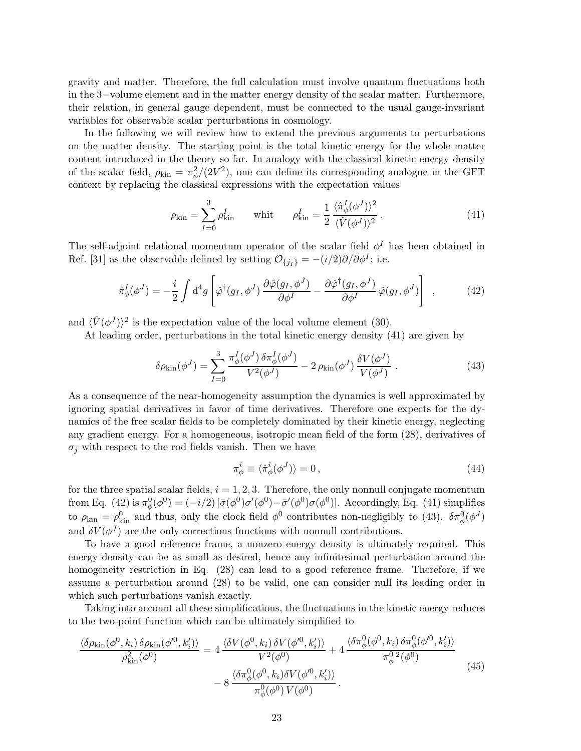gravity and matter. Therefore, the full calculation must involve quantum fluctuations both in the 3−volume element and in the matter energy density of the scalar matter. Furthermore, their relation, in general gauge dependent, must be connected to the usual gauge-invariant variables for observable scalar perturbations in cosmology.

In the following we will review how to extend the previous arguments to perturbations on the matter density. The starting point is the total kinetic energy for the whole matter content introduced in the theory so far. In analogy with the classical kinetic energy density of the scalar field, $\rho_{\rm kin} = \pi_\phi^2/(2V^2)$, one can define its corresponding analogue in the GFT context by replacing the classical expressions with the expectation values

$$\rho_{\rm kin} = \sum_{I=0}^{3} \rho^I_{\rm kin} \qquad \text{whit} \qquad \rho^I_{\rm kin} = \frac{1}{2}\,\frac{\langle \hat{\pi}^I_\phi(\phi^J)\rangle^2}{\langle \hat{V}(\phi^J)\rangle^2}\,. \tag{41}$$

The self-adjoint relational momentum operator of the scalar field $\phi^I$ has been obtained in Ref. [31] as the observable defined by setting $\mathcal{O}_{\{j_I\}} = -(i/2)\partial/\partial\phi^I$; i.e.

$$\hat{\pi}^I_\phi(\phi^J) = -\frac{i}{2}\int \mathrm{d}^4 g \left[\hat{\varphi}^\dagger(g_I,\phi^J)\,\frac{\partial\hat{\varphi}(g_I,\phi^J)}{\partial\phi^I} - \frac{\partial\hat{\varphi}^\dagger(g_I,\phi^J)}{\partial\phi^I}\,\hat{\varphi}(g_I,\phi^J)\right]\ , \tag{42}$$

and $\langle\hat{V}(\phi^J)\rangle^2$ is the expectation value of the local volume element (30).

At leading order, perturbations in the total kinetic energy density (41) are given by

$$\delta\rho_{\rm kin}(\phi^J) = \sum_{I=0}^{3} \frac{\pi^I_\phi(\phi^J)\,\delta\pi^I_\phi(\phi^J)}{V^2(\phi^J)} - 2\,\rho_{\rm kin}(\phi^J)\,\frac{\delta V(\phi^J)}{V(\phi^J)}\ . \tag{43}$$

As a consequence of the near-homogeneity assumption the dynamics is well approximated by ignoring spatial derivatives in favor of time derivatives. Therefore one expects for the dynamics of the free scalar fields to be completely dominated by their kinetic energy, neglecting any gradient energy. For a homogeneous, isotropic mean field of the form (28), derivatives of $\sigma_j$ with respect to the rod fields vanish. Then we have

$$\pi^i_\phi \equiv \langle\hat{\pi}^i_\phi(\phi^J)\rangle = 0\,, \tag{44}$$

for the three spatial scalar fields, $i = 1,2,3$. Therefore, the only nonnull conjugate momentum from Eq. (42) is $\pi^0_\phi(\phi^0) = (-i/2)\,[\bar{\sigma}(\phi^0)\sigma'(\phi^0) - \bar{\sigma}'(\phi^0)\sigma(\phi^0)]$. Accordingly, Eq. (41) simplifies to $\rho_{\rm kin} = \rho^0_{\rm kin}$ and thus, only the clock field $\phi^0$ contributes non-negligibly to (43). $\delta\pi^0_\phi(\phi^J)$ and $\delta V(\phi^J)$ are the only corrections functions with nonnull contributions.

To have a good reference frame, a nonzero energy density is ultimately required. This energy density can be as small as desired, hence any infinitesimal perturbation around the homogeneity restriction in Eq. (28) can lead to a good reference frame. Therefore, if we assume a perturbation around (28) to be valid, one can consider null its leading order in which such perturbations vanish exactly.

Taking into account all these simplifications, the fluctuations in the kinetic energy reduces to the two-point function which can be ultimately simplified to

$$\begin{aligned}\frac{\langle\delta\rho_{\rm kin}(\phi^0,k_i)\,\delta\rho_{\rm kin}(\phi'^0,k'_i)\rangle}{\rho^2_{\rm kin}(\phi^0)} &= 4\,\frac{\langle\delta V(\phi^0,k_i)\,\delta V(\phi'^0,k'_i)\rangle}{V^2(\phi^0)} + 4\,\frac{\langle\delta\pi^0_\phi(\phi^0,k_i)\,\delta\pi^0_\phi(\phi'^0,k'_i)\rangle}{\pi^{0\,2}_\phi(\phi^0)} \\ &\quad - 8\,\frac{\langle\delta\pi^0_\phi(\phi^0,k_i)\delta V(\phi'^0,k'_i)\rangle}{\pi^0_\phi(\phi^0)\,V(\phi^0)}\,.\end{aligned} \tag{45}$$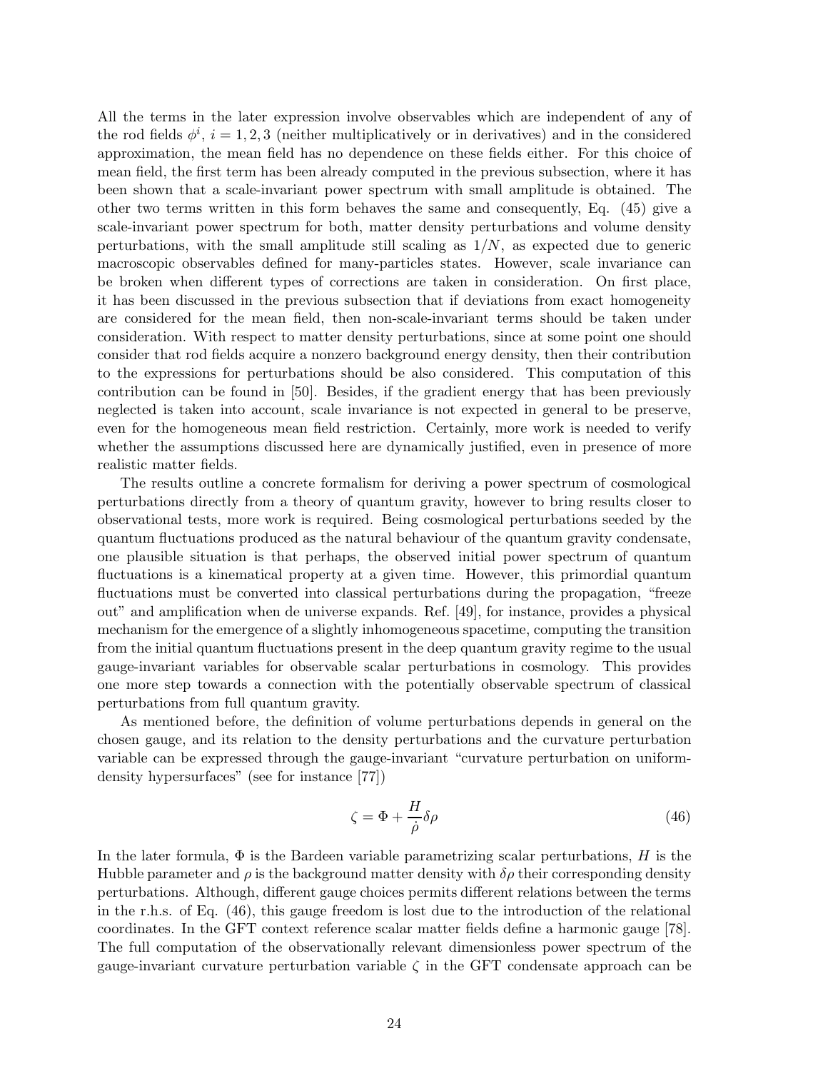All the terms in the later expression involve observables which are independent of any of the rod fields $\phi^i$, $i = 1, 2, 3$ (neither multiplicatively or in derivatives) and in the considered approximation, the mean field has no dependence on these fields either. For this choice of mean field, the first term has been already computed in the previous subsection, where it has been shown that a scale-invariant power spectrum with small amplitude is obtained. The other two terms written in this form behaves the same and consequently, Eq. (45) give a scale-invariant power spectrum for both, matter density perturbations and volume density perturbations, with the small amplitude still scaling as $1/N$, as expected due to generic macroscopic observables defined for many-particles states. However, scale invariance can be broken when different types of corrections are taken in consideration. On first place, it has been discussed in the previous subsection that if deviations from exact homogeneity are considered for the mean field, then non-scale-invariant terms should be taken under consideration. With respect to matter density perturbations, since at some point one should consider that rod fields acquire a nonzero background energy density, then their contribution to the expressions for perturbations should be also considered. This computation of this contribution can be found in [50]. Besides, if the gradient energy that has been previously neglected is taken into account, scale invariance is not expected in general to be preserve, even for the homogeneous mean field restriction. Certainly, more work is needed to verify whether the assumptions discussed here are dynamically justified, even in presence of more realistic matter fields.

The results outline a concrete formalism for deriving a power spectrum of cosmological perturbations directly from a theory of quantum gravity, however to bring results closer to observational tests, more work is required. Being cosmological perturbations seeded by the quantum fluctuations produced as the natural behaviour of the quantum gravity condensate, one plausible situation is that perhaps, the observed initial power spectrum of quantum fluctuations is a kinematical property at a given time. However, this primordial quantum fluctuations must be converted into classical perturbations during the propagation, "freeze out" and amplification when de universe expands. Ref. [49], for instance, provides a physical mechanism for the emergence of a slightly inhomogeneous spacetime, computing the transition from the initial quantum fluctuations present in the deep quantum gravity regime to the usual gauge-invariant variables for observable scalar perturbations in cosmology. This provides one more step towards a connection with the potentially observable spectrum of classical perturbations from full quantum gravity.

As mentioned before, the definition of volume perturbations depends in general on the chosen gauge, and its relation to the density perturbations and the curvature perturbation variable can be expressed through the gauge-invariant "curvature perturbation on uniform-density hypersurfaces" (see for instance [77])

$$\zeta = \Phi + \frac{H}{\dot{\rho}}\delta\rho \tag{46}$$

In the later formula, $\Phi$ is the Bardeen variable parametrizing scalar perturbations, $H$ is the Hubble parameter and $\rho$ is the background matter density with $\delta\rho$ their corresponding density perturbations. Although, different gauge choices permits different relations between the terms in the r.h.s. of Eq. (46), this gauge freedom is lost due to the introduction of the relational coordinates. In the GFT context reference scalar matter fields define a harmonic gauge [78]. The full computation of the observationally relevant dimensionless power spectrum of the gauge-invariant curvature perturbation variable $\zeta$ in the GFT condensate approach can be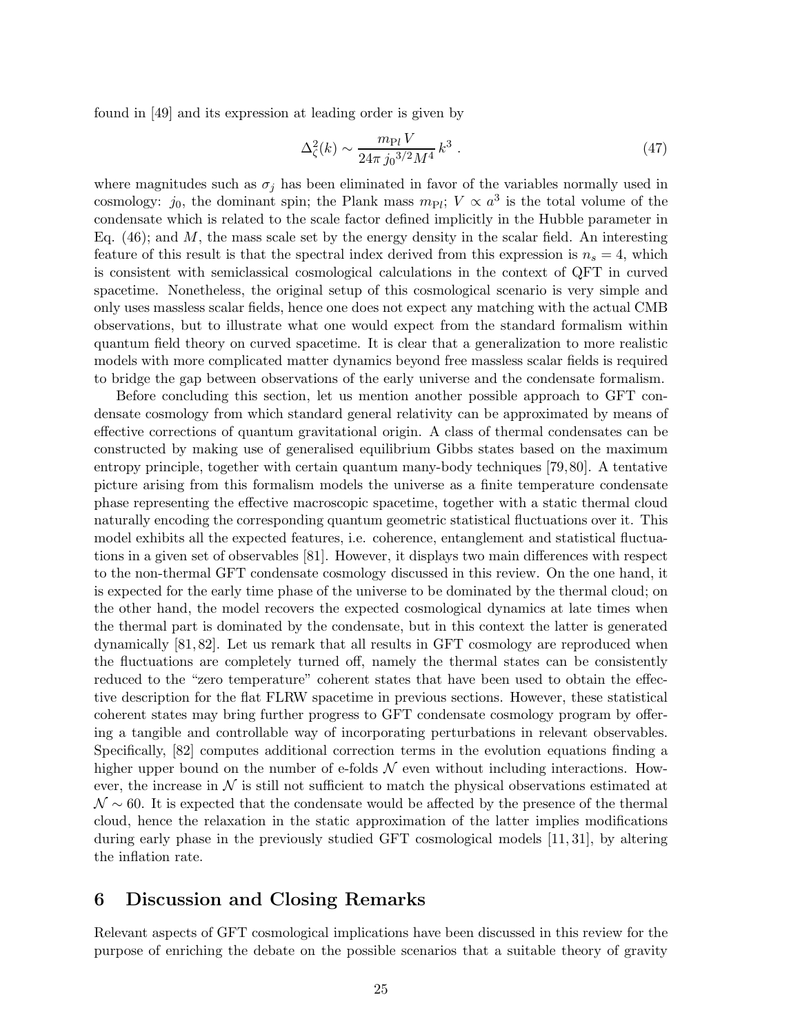found in [49] and its expression at leading order is given by

$$\Delta_\zeta^2(k) \sim \frac{m_{\rm Pl}\, V}{24\pi\, {j_0}^{3/2} M^4}\, k^3 \, . \tag{47}$$

where magnitudes such as $\sigma_j$ has been eliminated in favor of the variables normally used in cosmology: $j_0$, the dominant spin; the Plank mass $m_{\rm Pl}$; $V \propto a^3$ is the total volume of the condensate which is related to the scale factor defined implicitly in the Hubble parameter in Eq. (46); and $M$, the mass scale set by the energy density in the scalar field. An interesting feature of this result is that the spectral index derived from this expression is $n_s = 4$, which is consistent with semiclassical cosmological calculations in the context of QFT in curved spacetime. Nonetheless, the original setup of this cosmological scenario is very simple and only uses massless scalar fields, hence one does not expect any matching with the actual CMB observations, but to illustrate what one would expect from the standard formalism within quantum field theory on curved spacetime. It is clear that a generalization to more realistic models with more complicated matter dynamics beyond free massless scalar fields is required to bridge the gap between observations of the early universe and the condensate formalism.

Before concluding this section, let us mention another possible approach to GFT condensate cosmology from which standard general relativity can be approximated by means of effective corrections of quantum gravitational origin. A class of thermal condensates can be constructed by making use of generalised equilibrium Gibbs states based on the maximum entropy principle, together with certain quantum many-body techniques [79, 80]. A tentative picture arising from this formalism models the universe as a finite temperature condensate phase representing the effective macroscopic spacetime, together with a static thermal cloud naturally encoding the corresponding quantum geometric statistical fluctuations over it. This model exhibits all the expected features, i.e. coherence, entanglement and statistical fluctuations in a given set of observables [81]. However, it displays two main differences with respect to the non-thermal GFT condensate cosmology discussed in this review. On the one hand, it is expected for the early time phase of the universe to be dominated by the thermal cloud; on the other hand, the model recovers the expected cosmological dynamics at late times when the thermal part is dominated by the condensate, but in this context the latter is generated dynamically [81, 82]. Let us remark that all results in GFT cosmology are reproduced when the fluctuations are completely turned off, namely the thermal states can be consistently reduced to the "zero temperature" coherent states that have been used to obtain the effective description for the flat FLRW spacetime in previous sections. However, these statistical coherent states may bring further progress to GFT condensate cosmology program by offering a tangible and controllable way of incorporating perturbations in relevant observables. Specifically, [82] computes additional correction terms in the evolution equations finding a higher upper bound on the number of e-folds $\mathcal{N}$ even without including interactions. However, the increase in $\mathcal{N}$ is still not sufficient to match the physical observations estimated at $\mathcal{N} \sim 60$. It is expected that the condensate would be affected by the presence of the thermal cloud, hence the relaxation in the static approximation of the latter implies modifications during early phase in the previously studied GFT cosmological models [11, 31], by altering the inflation rate.

## 6 Discussion and Closing Remarks

Relevant aspects of GFT cosmological implications have been discussed in this review for the purpose of enriching the debate on the possible scenarios that a suitable theory of gravity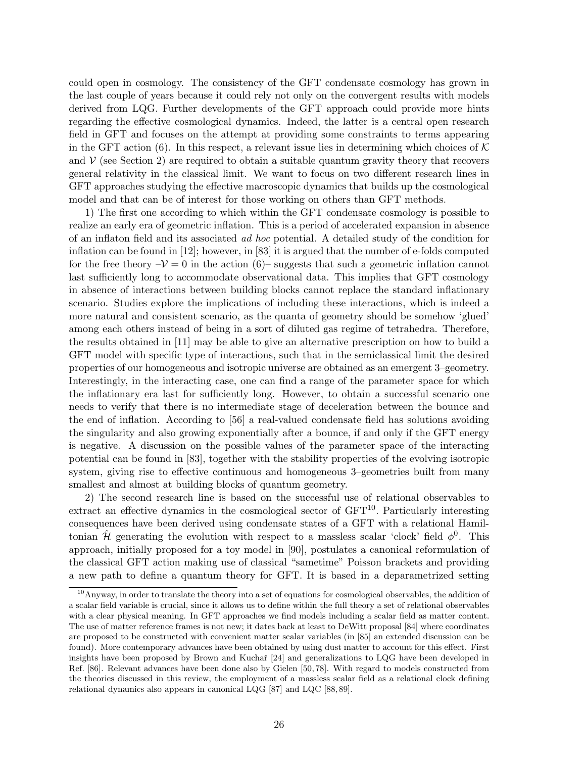could open in cosmology. The consistency of the GFT condensate cosmology has grown in the last couple of years because it could rely not only on the convergent results with models derived from LQG. Further developments of the GFT approach could provide more hints regarding the effective cosmological dynamics. Indeed, the latter is a central open research field in GFT and focuses on the attempt at providing some constraints to terms appearing in the GFT action (6). In this respect, a relevant issue lies in determining which choices of $\mathcal{K}$ and $\mathcal{V}$ (see Section 2) are required to obtain a suitable quantum gravity theory that recovers general relativity in the classical limit. We want to focus on two different research lines in GFT approaches studying the effective macroscopic dynamics that builds up the cosmological model and that can be of interest for those working on others than GFT methods.

1) The first one according to which within the GFT condensate cosmology is possible to realize an early era of geometric inflation. This is a period of accelerated expansion in absence of an inflaton field and its associated *ad hoc* potential. A detailed study of the condition for inflation can be found in [12]; however, in [83] it is argued that the number of e-folds computed for the free theory –$\mathcal{V} = 0$ in the action (6)– suggests that such a geometric inflation cannot last sufficiently long to accommodate observational data. This implies that GFT cosmology in absence of interactions between building blocks cannot replace the standard inflationary scenario. Studies explore the implications of including these interactions, which is indeed a more natural and consistent scenario, as the quanta of geometry should be somehow 'glued' among each others instead of being in a sort of diluted gas regime of tetrahedra. Therefore, the results obtained in [11] may be able to give an alternative prescription on how to build a GFT model with specific type of interactions, such that in the semiclassical limit the desired properties of our homogeneous and isotropic universe are obtained as an emergent 3–geometry. Interestingly, in the interacting case, one can find a range of the parameter space for which the inflationary era last for sufficiently long. However, to obtain a successful scenario one needs to verify that there is no intermediate stage of deceleration between the bounce and the end of inflation. According to [56] a real-valued condensate field has solutions avoiding the singularity and also growing exponentially after a bounce, if and only if the GFT energy is negative. A discussion on the possible values of the parameter space of the interacting potential can be found in [83], together with the stability properties of the evolving isotropic system, giving rise to effective continuous and homogeneous 3–geometries built from many smallest and almost at building blocks of quantum geometry.

2) The second research line is based on the successful use of relational observables to extract an effective dynamics in the cosmological sector of GFT[10]. Particularly interesting consequences have been derived using condensate states of a GFT with a relational Hamiltonian $\hat{\mathcal{H}}$ generating the evolution with respect to a massless scalar 'clock' field $\phi^0$. This approach, initially proposed for a toy model in [90], postulates a canonical reformulation of the classical GFT action making use of classical "sametime" Poisson brackets and providing a new path to define a quantum theory for GFT. It is based in a deparametrized setting

[10] Anyway, in order to translate the theory into a set of equations for cosmological observables, the addition of a scalar field variable is crucial, since it allows us to define within the full theory a set of relational observables with a clear physical meaning. In GFT approaches we find models including a scalar field as matter content. The use of matter reference frames is not new; it dates back at least to DeWitt proposal [84] where coordinates are proposed to be constructed with convenient matter scalar variables (in [85] an extended discussion can be found). More contemporary advances have been obtained by using dust matter to account for this effect. First insights have been proposed by Brown and Kuchař [24] and generalizations to LQG have been developed in Ref. [86]. Relevant advances have been done also by Gielen [50, 78]. With regard to models constructed from the theories discussed in this review, the employment of a massless scalar field as a relational clock defining relational dynamics also appears in canonical LQG [87] and LQC [88, 89].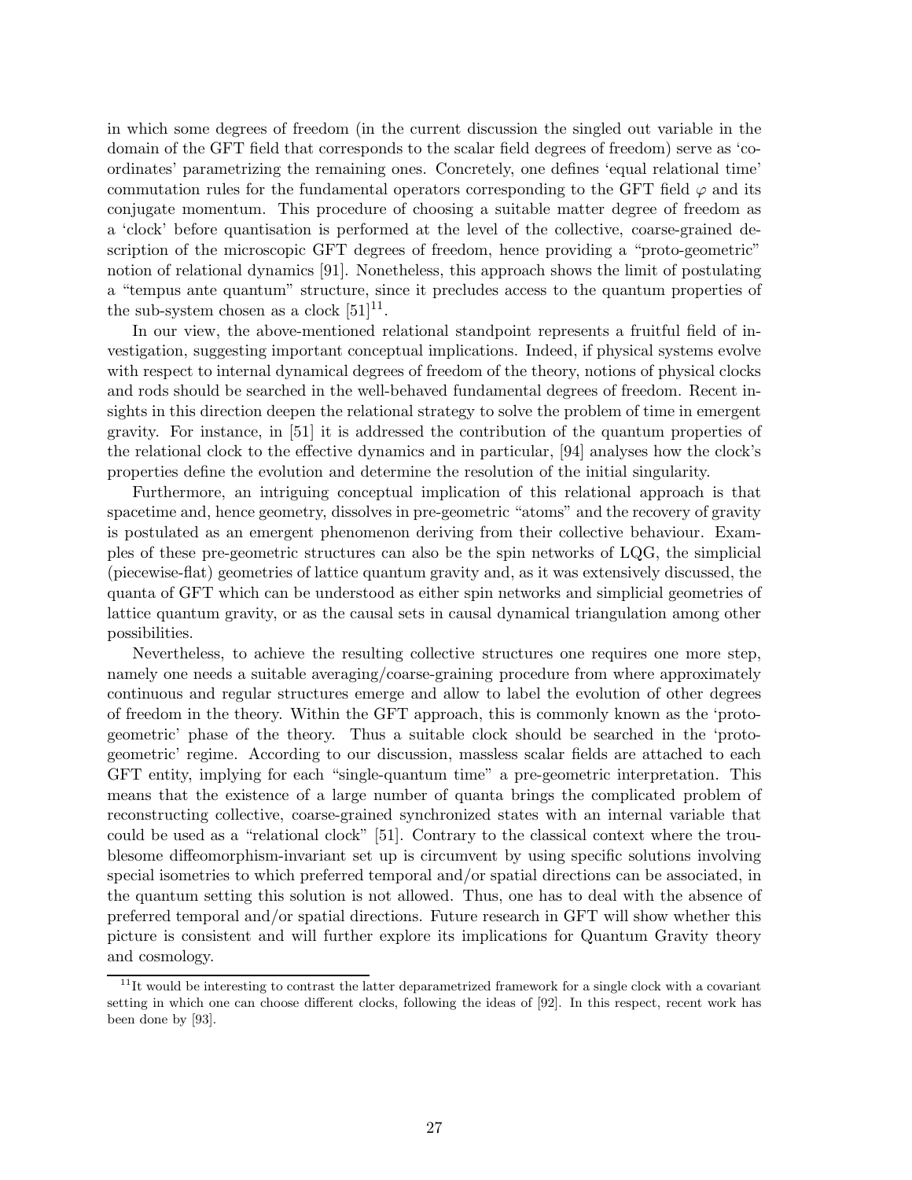in which some degrees of freedom (in the current discussion the singled out variable in the domain of the GFT field that corresponds to the scalar field degrees of freedom) serve as 'coordinates' parametrizing the remaining ones. Concretely, one defines 'equal relational time' commutation rules for the fundamental operators corresponding to the GFT field $\varphi$ and its conjugate momentum. This procedure of choosing a suitable matter degree of freedom as a 'clock' before quantisation is performed at the level of the collective, coarse-grained description of the microscopic GFT degrees of freedom, hence providing a "proto-geometric" notion of relational dynamics [91]. Nonetheless, this approach shows the limit of postulating a "tempus ante quantum" structure, since it precludes access to the quantum properties of the sub-system chosen as a clock [51][11].

In our view, the above-mentioned relational standpoint represents a fruitful field of investigation, suggesting important conceptual implications. Indeed, if physical systems evolve with respect to internal dynamical degrees of freedom of the theory, notions of physical clocks and rods should be searched in the well-behaved fundamental degrees of freedom. Recent insights in this direction deepen the relational strategy to solve the problem of time in emergent gravity. For instance, in [51] it is addressed the contribution of the quantum properties of the relational clock to the effective dynamics and in particular, [94] analyses how the clock's properties define the evolution and determine the resolution of the initial singularity.

Furthermore, an intriguing conceptual implication of this relational approach is that spacetime and, hence geometry, dissolves in pre-geometric "atoms" and the recovery of gravity is postulated as an emergent phenomenon deriving from their collective behaviour. Examples of these pre-geometric structures can also be the spin networks of LQG, the simplicial (piecewise-flat) geometries of lattice quantum gravity and, as it was extensively discussed, the quanta of GFT which can be understood as either spin networks and simplicial geometries of lattice quantum gravity, or as the causal sets in causal dynamical triangulation among other possibilities.

Nevertheless, to achieve the resulting collective structures one requires one more step, namely one needs a suitable averaging/coarse-graining procedure from where approximately continuous and regular structures emerge and allow to label the evolution of other degrees of freedom in the theory. Within the GFT approach, this is commonly known as the 'proto-geometric' phase of the theory. Thus a suitable clock should be searched in the 'proto-geometric' regime. According to our discussion, massless scalar fields are attached to each GFT entity, implying for each "single-quantum time" a pre-geometric interpretation. This means that the existence of a large number of quanta brings the complicated problem of reconstructing collective, coarse-grained synchronized states with an internal variable that could be used as a "relational clock" [51]. Contrary to the classical context where the troublesome diffeomorphism-invariant set up is circumvent by using specific solutions involving special isometries to which preferred temporal and/or spatial directions can be associated, in the quantum setting this solution is not allowed. Thus, one has to deal with the absence of preferred temporal and/or spatial directions. Future research in GFT will show whether this picture is consistent and will further explore its implications for Quantum Gravity theory and cosmology.

[11] It would be interesting to contrast the latter deparametrized framework for a single clock with a covariant setting in which one can choose different clocks, following the ideas of [92]. In this respect, recent work has been done by [93].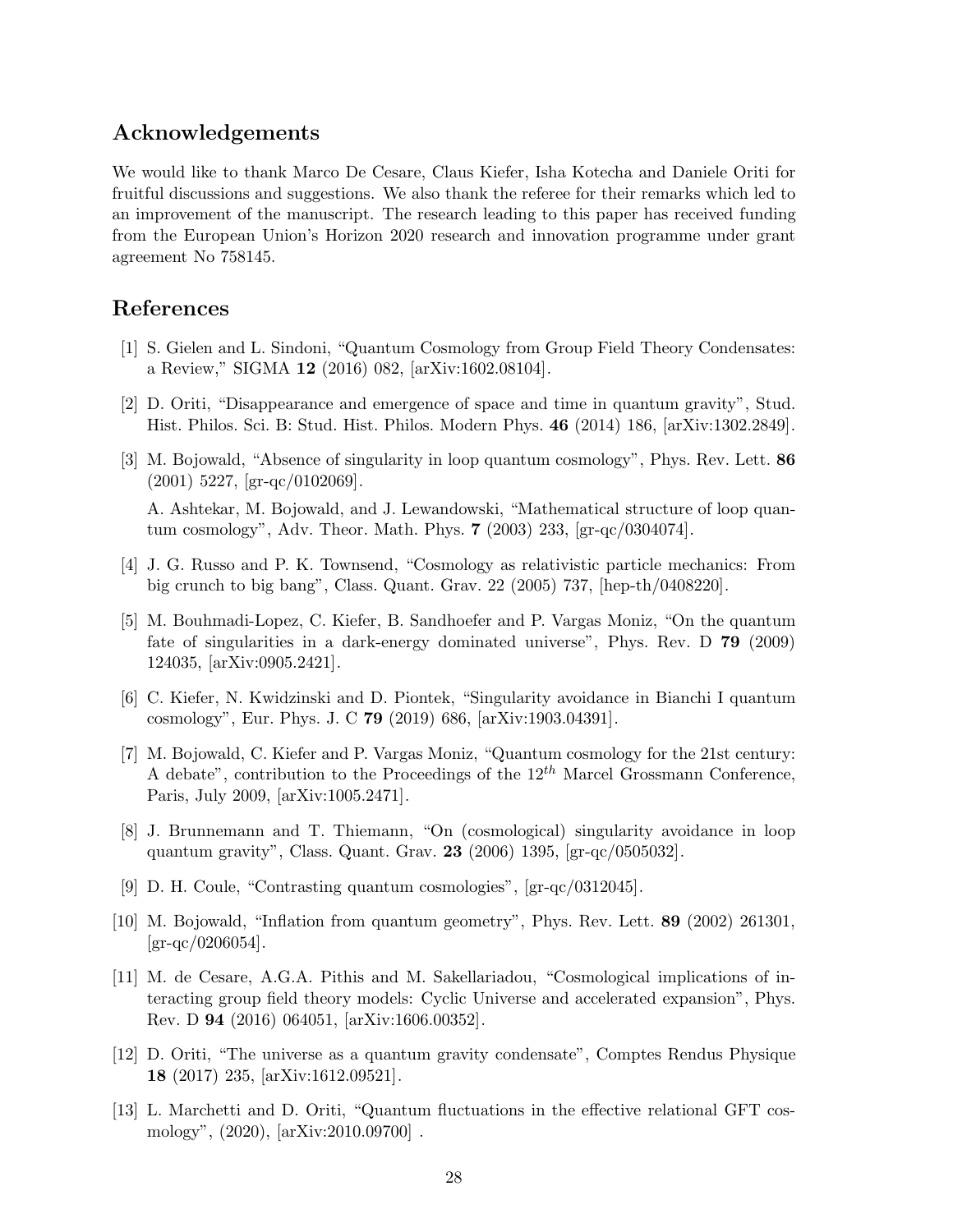## Acknowledgements

We would like to thank Marco De Cesare, Claus Kiefer, Isha Kotecha and Daniele Oriti for fruitful discussions and suggestions. We also thank the referee for their remarks which led to an improvement of the manuscript. The research leading to this paper has received funding from the European Union's Horizon 2020 research and innovation programme under grant agreement No 758145.

## References

[1] S. Gielen and L. Sindoni, "Quantum Cosmology from Group Field Theory Condensates: a Review," SIGMA **12** (2016) 082, [arXiv:1602.08104].

[2] D. Oriti, "Disappearance and emergence of space and time in quantum gravity", Stud. Hist. Philos. Sci. B: Stud. Hist. Philos. Modern Phys. **46** (2014) 186, [arXiv:1302.2849].

[3] M. Bojowald, "Absence of singularity in loop quantum cosmology", Phys. Rev. Lett. **86** (2001) 5227, [gr-qc/0102069].

A. Ashtekar, M. Bojowald, and J. Lewandowski, "Mathematical structure of loop quantum cosmology", Adv. Theor. Math. Phys. **7** (2003) 233, [gr-qc/0304074].

[4] J. G. Russo and P. K. Townsend, "Cosmology as relativistic particle mechanics: From big crunch to big bang", Class. Quant. Grav. 22 (2005) 737, [hep-th/0408220].

[5] M. Bouhmadi-Lopez, C. Kiefer, B. Sandhoefer and P. Vargas Moniz, "On the quantum fate of singularities in a dark-energy dominated universe", Phys. Rev. D **79** (2009) 124035, [arXiv:0905.2421].

[6] C. Kiefer, N. Kwidzinski and D. Piontek, "Singularity avoidance in Bianchi I quantum cosmology", Eur. Phys. J. C **79** (2019) 686, [arXiv:1903.04391].

[7] M. Bojowald, C. Kiefer and P. Vargas Moniz, "Quantum cosmology for the 21st century: A debate", contribution to the Proceedings of the $12^{th}$ Marcel Grossmann Conference, Paris, July 2009, [arXiv:1005.2471].

[8] J. Brunnemann and T. Thiemann, "On (cosmological) singularity avoidance in loop quantum gravity", Class. Quant. Grav. **23** (2006) 1395, [gr-qc/0505032].

[9] D. H. Coule, "Contrasting quantum cosmologies", [gr-qc/0312045].

[10] M. Bojowald, "Inflation from quantum geometry", Phys. Rev. Lett. **89** (2002) 261301, [gr-qc/0206054].

[11] M. de Cesare, A.G.A. Pithis and M. Sakellariadou, "Cosmological implications of interacting group field theory models: Cyclic Universe and accelerated expansion", Phys. Rev. D **94** (2016) 064051, [arXiv:1606.00352].

[12] D. Oriti, "The universe as a quantum gravity condensate", Comptes Rendus Physique **18** (2017) 235, [arXiv:1612.09521].

[13] L. Marchetti and D. Oriti, "Quantum fluctuations in the effective relational GFT cosmology", (2020), [arXiv:2010.09700] .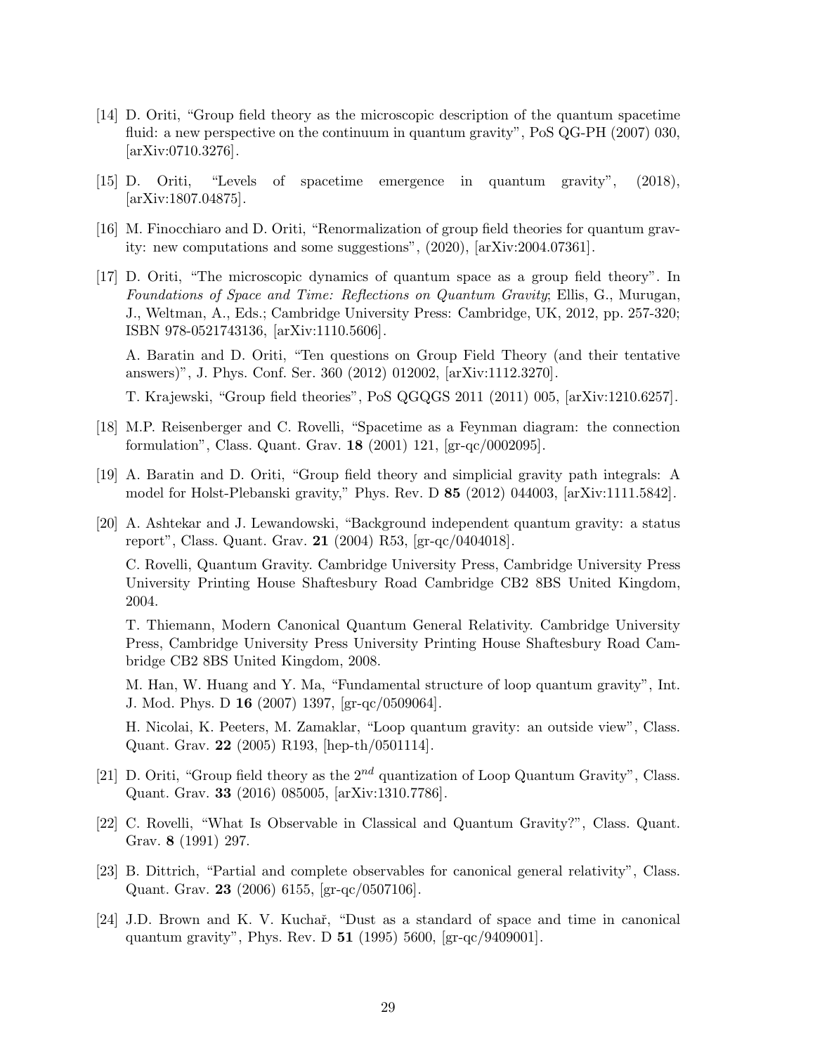[14] D. Oriti, "Group field theory as the microscopic description of the quantum spacetime fluid: a new perspective on the continuum in quantum gravity", PoS QG-PH (2007) 030, [arXiv:0710.3276].

[15] D. Oriti, "Levels of spacetime emergence in quantum gravity", (2018), [arXiv:1807.04875].

[16] M. Finocchiaro and D. Oriti, "Renormalization of group field theories for quantum gravity: new computations and some suggestions", (2020), [arXiv:2004.07361].

[17] D. Oriti, "The microscopic dynamics of quantum space as a group field theory". In *Foundations of Space and Time: Reflections on Quantum Gravity*; Ellis, G., Murugan, J., Weltman, A., Eds.; Cambridge University Press: Cambridge, UK, 2012, pp. 257-320; ISBN 978-0521743136, [arXiv:1110.5606].

A. Baratin and D. Oriti, "Ten questions on Group Field Theory (and their tentative answers)", J. Phys. Conf. Ser. 360 (2012) 012002, [arXiv:1112.3270].

T. Krajewski, "Group field theories", PoS QGQGS 2011 (2011) 005, [arXiv:1210.6257].

[18] M.P. Reisenberger and C. Rovelli, "Spacetime as a Feynman diagram: the connection formulation", Class. Quant. Grav. **18** (2001) 121, [gr-qc/0002095].

[19] A. Baratin and D. Oriti, "Group field theory and simplicial gravity path integrals: A model for Holst-Plebanski gravity," Phys. Rev. D **85** (2012) 044003, [arXiv:1111.5842].

[20] A. Ashtekar and J. Lewandowski, "Background independent quantum gravity: a status report", Class. Quant. Grav. **21** (2004) R53, [gr-qc/0404018].

C. Rovelli, Quantum Gravity. Cambridge University Press, Cambridge University Press University Printing House Shaftesbury Road Cambridge CB2 8BS United Kingdom, 2004.

T. Thiemann, Modern Canonical Quantum General Relativity. Cambridge University Press, Cambridge University Press University Printing House Shaftesbury Road Cambridge CB2 8BS United Kingdom, 2008.

M. Han, W. Huang and Y. Ma, "Fundamental structure of loop quantum gravity", Int. J. Mod. Phys. D **16** (2007) 1397, [gr-qc/0509064].

H. Nicolai, K. Peeters, M. Zamaklar, "Loop quantum gravity: an outside view", Class. Quant. Grav. **22** (2005) R193, [hep-th/0501114].

[21] D. Oriti, "Group field theory as the $2^{nd}$ quantization of Loop Quantum Gravity", Class. Quant. Grav. **33** (2016) 085005, [arXiv:1310.7786].

[22] C. Rovelli, "What Is Observable in Classical and Quantum Gravity?", Class. Quant. Grav. **8** (1991) 297.

[23] B. Dittrich, "Partial and complete observables for canonical general relativity", Class. Quant. Grav. **23** (2006) 6155, [gr-qc/0507106].

[24] J.D. Brown and K. V. Kuchař, "Dust as a standard of space and time in canonical quantum gravity", Phys. Rev. D **51** (1995) 5600, [gr-qc/9409001].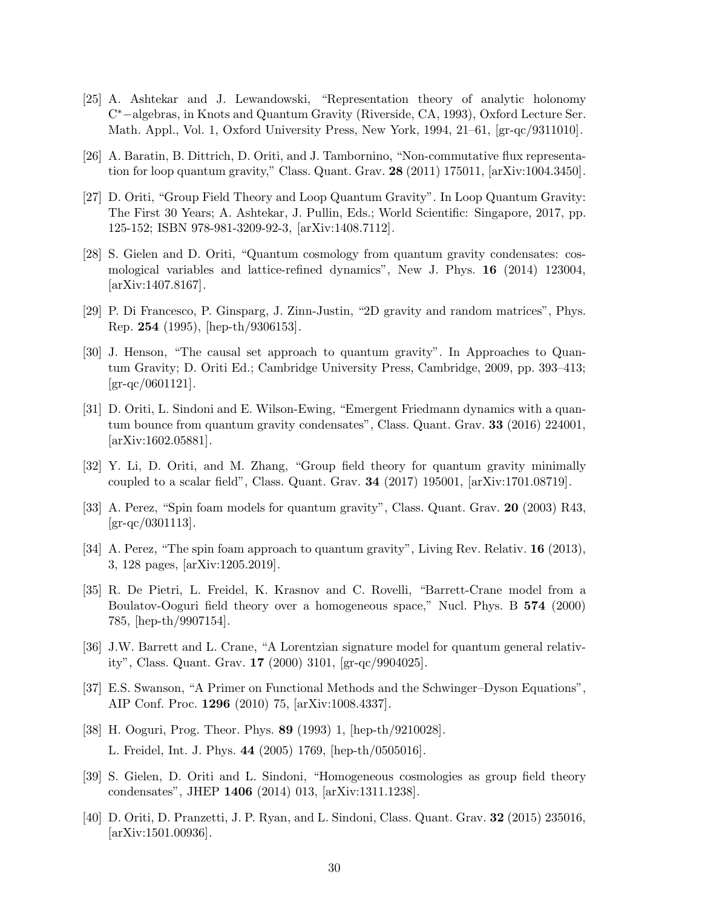[25] A. Ashtekar and J. Lewandowski, "Representation theory of analytic holonomy $C^*-$algebras, in Knots and Quantum Gravity (Riverside, CA, 1993), Oxford Lecture Ser. Math. Appl., Vol. 1, Oxford University Press, New York, 1994, 21–61, [gr-qc/9311010].

[26] A. Baratin, B. Dittrich, D. Oriti, and J. Tambornino, "Non-commutative flux representation for loop quantum gravity," Class. Quant. Grav. **28** (2011) 175011, [arXiv:1004.3450].

[27] D. Oriti, "Group Field Theory and Loop Quantum Gravity". In Loop Quantum Gravity: The First 30 Years; A. Ashtekar, J. Pullin, Eds.; World Scientific: Singapore, 2017, pp. 125-152; ISBN 978-981-3209-92-3, [arXiv:1408.7112].

[28] S. Gielen and D. Oriti, "Quantum cosmology from quantum gravity condensates: cosmological variables and lattice-refined dynamics", New J. Phys. **16** (2014) 123004, [arXiv:1407.8167].

[29] P. Di Francesco, P. Ginsparg, J. Zinn-Justin, "2D gravity and random matrices", Phys. Rep. **254** (1995), [hep-th/9306153].

[30] J. Henson, "The causal set approach to quantum gravity". In Approaches to Quantum Gravity; D. Oriti Ed.; Cambridge University Press, Cambridge, 2009, pp. 393–413; [gr-qc/0601121].

[31] D. Oriti, L. Sindoni and E. Wilson-Ewing, "Emergent Friedmann dynamics with a quantum bounce from quantum gravity condensates", Class. Quant. Grav. **33** (2016) 224001, [arXiv:1602.05881].

[32] Y. Li, D. Oriti, and M. Zhang, "Group field theory for quantum gravity minimally coupled to a scalar field", Class. Quant. Grav. **34** (2017) 195001, [arXiv:1701.08719].

[33] A. Perez, "Spin foam models for quantum gravity", Class. Quant. Grav. **20** (2003) R43, [gr-qc/0301113].

[34] A. Perez, "The spin foam approach to quantum gravity", Living Rev. Relativ. **16** (2013), 3, 128 pages, [arXiv:1205.2019].

[35] R. De Pietri, L. Freidel, K. Krasnov and C. Rovelli, "Barrett-Crane model from a Boulatov-Ooguri field theory over a homogeneous space," Nucl. Phys. B **574** (2000) 785, [hep-th/9907154].

[36] J.W. Barrett and L. Crane, "A Lorentzian signature model for quantum general relativity", Class. Quant. Grav. **17** (2000) 3101, [gr-qc/9904025].

[37] E.S. Swanson, "A Primer on Functional Methods and the Schwinger–Dyson Equations", AIP Conf. Proc. **1296** (2010) 75, [arXiv:1008.4337].

[38] H. Ooguri, Prog. Theor. Phys. **89** (1993) 1, [hep-th/9210028].
L. Freidel, Int. J. Phys. **44** (2005) 1769, [hep-th/0505016].

[39] S. Gielen, D. Oriti and L. Sindoni, "Homogeneous cosmologies as group field theory condensates", JHEP **1406** (2014) 013, [arXiv:1311.1238].

[40] D. Oriti, D. Pranzetti, J. P. Ryan, and L. Sindoni, Class. Quant. Grav. **32** (2015) 235016, [arXiv:1501.00936].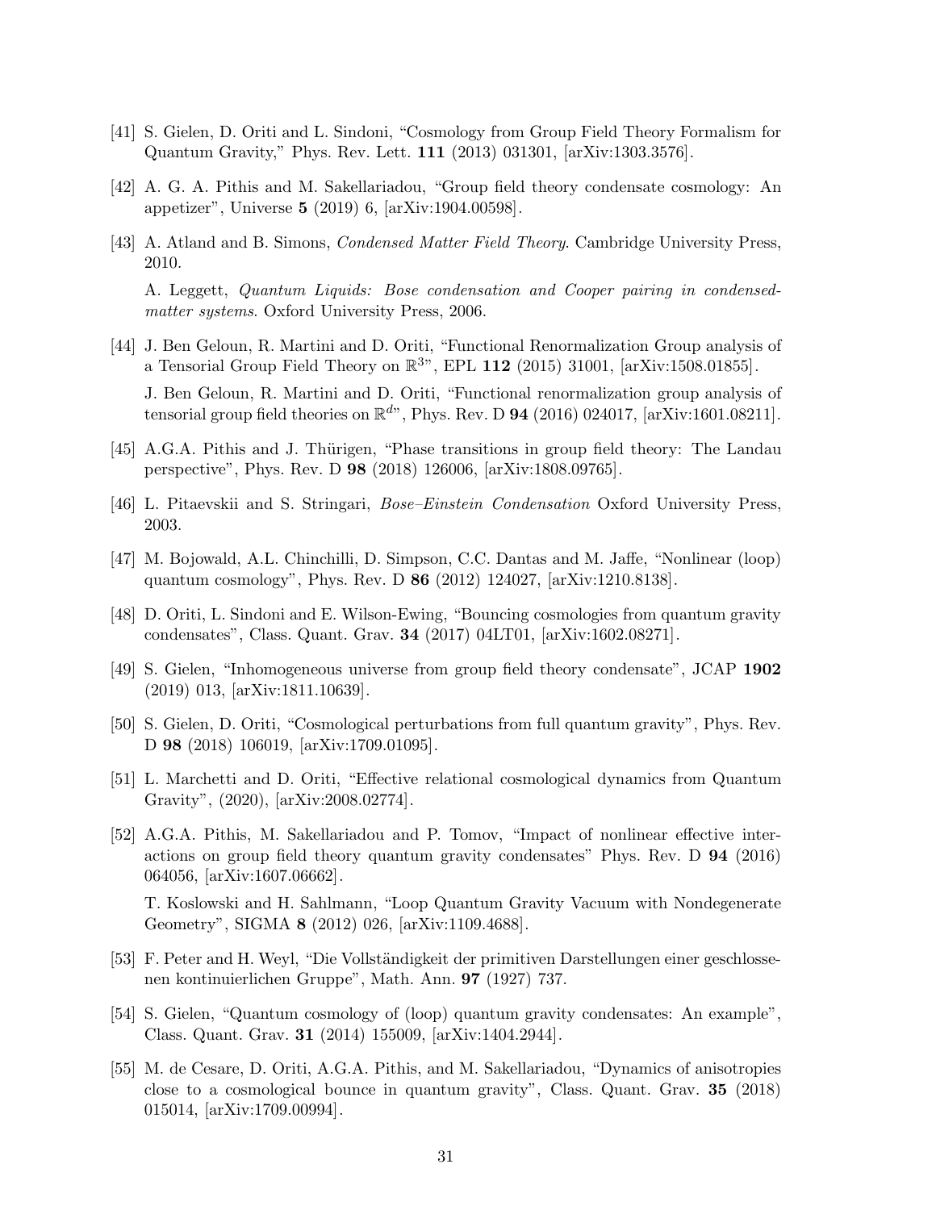[41] S. Gielen, D. Oriti and L. Sindoni, “Cosmology from Group Field Theory Formalism for Quantum Gravity,” Phys. Rev. Lett. **111** (2013) 031301, [arXiv:1303.3576].

[42] A. G. A. Pithis and M. Sakellariadou, “Group field theory condensate cosmology: An appetizer”, Universe **5** (2019) 6, [arXiv:1904.00598].

[43] A. Atland and B. Simons, *Condensed Matter Field Theory*. Cambridge University Press, 2010.

A. Leggett, *Quantum Liquids: Bose condensation and Cooper pairing in condensed-matter systems*. Oxford University Press, 2006.

[44] J. Ben Geloun, R. Martini and D. Oriti, “Functional Renormalization Group analysis of a Tensorial Group Field Theory on $\mathbb{R}^3$”, EPL **112** (2015) 31001, [arXiv:1508.01855].

J. Ben Geloun, R. Martini and D. Oriti, “Functional renormalization group analysis of tensorial group field theories on $\mathbb{R}^d$”, Phys. Rev. D **94** (2016) 024017, [arXiv:1601.08211].

[45] A.G.A. Pithis and J. Thürigen, “Phase transitions in group field theory: The Landau perspective”, Phys. Rev. D **98** (2018) 126006, [arXiv:1808.09765].

[46] L. Pitaevskii and S. Stringari, *Bose–Einstein Condensation* Oxford University Press, 2003.

[47] M. Bojowald, A.L. Chinchilli, D. Simpson, C.C. Dantas and M. Jaffe, “Nonlinear (loop) quantum cosmology”, Phys. Rev. D **86** (2012) 124027, [arXiv:1210.8138].

[48] D. Oriti, L. Sindoni and E. Wilson-Ewing, “Bouncing cosmologies from quantum gravity condensates”, Class. Quant. Grav. **34** (2017) 04LT01, [arXiv:1602.08271].

[49] S. Gielen, “Inhomogeneous universe from group field theory condensate”, JCAP **1902** (2019) 013, [arXiv:1811.10639].

[50] S. Gielen, D. Oriti, “Cosmological perturbations from full quantum gravity”, Phys. Rev. D **98** (2018) 106019, [arXiv:1709.01095].

[51] L. Marchetti and D. Oriti, “Effective relational cosmological dynamics from Quantum Gravity”, (2020), [arXiv:2008.02774].

[52] A.G.A. Pithis, M. Sakellariadou and P. Tomov, “Impact of nonlinear effective interactions on group field theory quantum gravity condensates” Phys. Rev. D **94** (2016) 064056, [arXiv:1607.06662].

T. Koslowski and H. Sahlmann, “Loop Quantum Gravity Vacuum with Nondegenerate Geometry”, SIGMA **8** (2012) 026, [arXiv:1109.4688].

[53] F. Peter and H. Weyl, “Die Vollständigkeit der primitiven Darstellungen einer geschlossenen kontinuierlichen Gruppe”, Math. Ann. **97** (1927) 737.

[54] S. Gielen, “Quantum cosmology of (loop) quantum gravity condensates: An example”, Class. Quant. Grav. **31** (2014) 155009, [arXiv:1404.2944].

[55] M. de Cesare, D. Oriti, A.G.A. Pithis, and M. Sakellariadou, “Dynamics of anisotropies close to a cosmological bounce in quantum gravity”, Class. Quant. Grav. **35** (2018) 015014, [arXiv:1709.00994].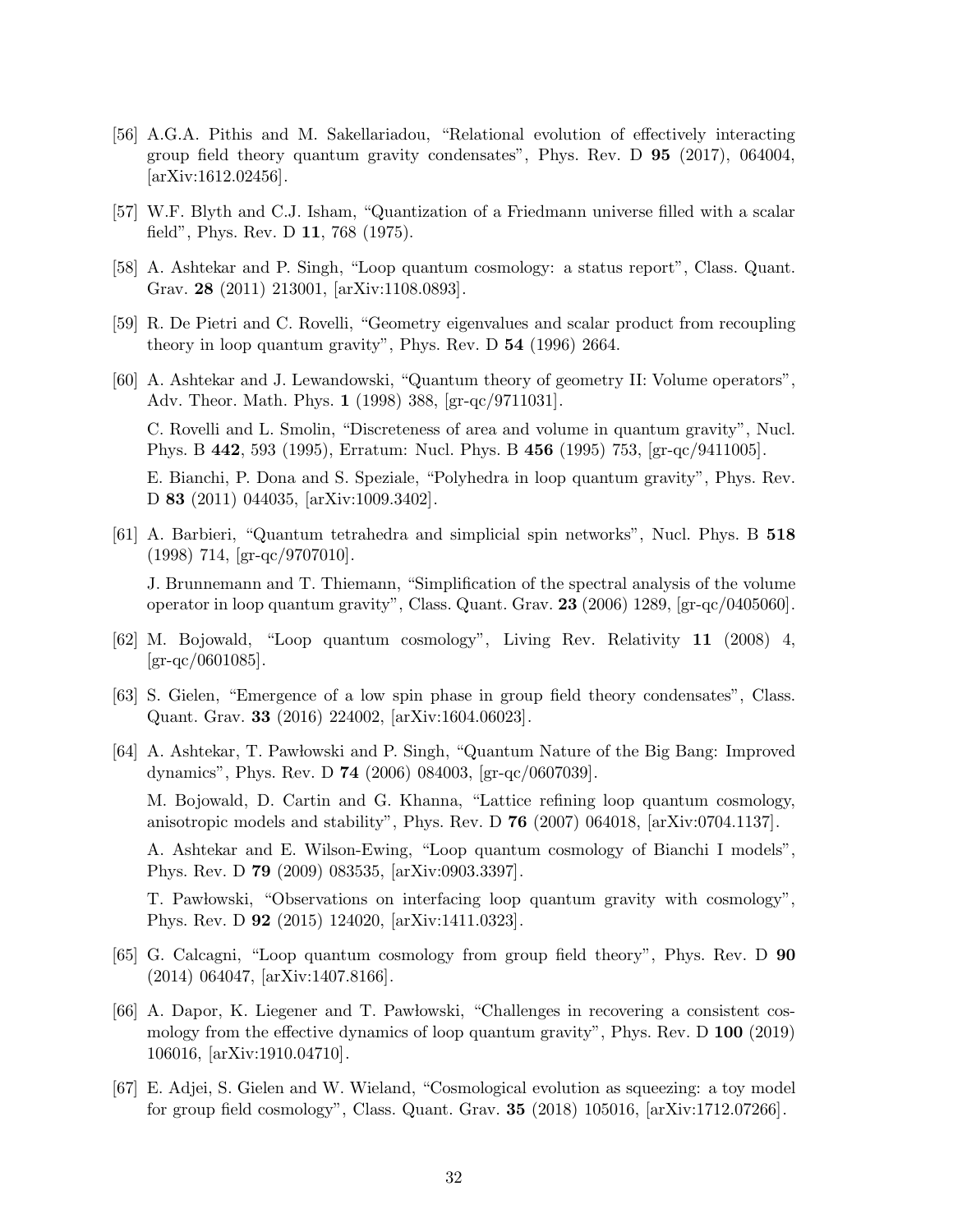[56] A.G.A. Pithis and M. Sakellariadou, "Relational evolution of effectively interacting group field theory quantum gravity condensates", Phys. Rev. D **95** (2017), 064004, [arXiv:1612.02456].

[57] W.F. Blyth and C.J. Isham, "Quantization of a Friedmann universe filled with a scalar field", Phys. Rev. D **11**, 768 (1975).

[58] A. Ashtekar and P. Singh, "Loop quantum cosmology: a status report", Class. Quant. Grav. **28** (2011) 213001, [arXiv:1108.0893].

[59] R. De Pietri and C. Rovelli, "Geometry eigenvalues and scalar product from recoupling theory in loop quantum gravity", Phys. Rev. D **54** (1996) 2664.

[60] A. Ashtekar and J. Lewandowski, "Quantum theory of geometry II: Volume operators", Adv. Theor. Math. Phys. **1** (1998) 388, [gr-qc/9711031].

C. Rovelli and L. Smolin, "Discreteness of area and volume in quantum gravity", Nucl. Phys. B **442**, 593 (1995), Erratum: Nucl. Phys. B **456** (1995) 753, [gr-qc/9411005].

E. Bianchi, P. Dona and S. Speziale, "Polyhedra in loop quantum gravity", Phys. Rev. D **83** (2011) 044035, [arXiv:1009.3402].

[61] A. Barbieri, "Quantum tetrahedra and simplicial spin networks", Nucl. Phys. B **518** (1998) 714, [gr-qc/9707010].

J. Brunnemann and T. Thiemann, "Simplification of the spectral analysis of the volume operator in loop quantum gravity", Class. Quant. Grav. **23** (2006) 1289, [gr-qc/0405060].

[62] M. Bojowald, "Loop quantum cosmology", Living Rev. Relativity **11** (2008) 4, [gr-qc/0601085].

[63] S. Gielen, "Emergence of a low spin phase in group field theory condensates", Class. Quant. Grav. **33** (2016) 224002, [arXiv:1604.06023].

[64] A. Ashtekar, T. Pawłowski and P. Singh, "Quantum Nature of the Big Bang: Improved dynamics", Phys. Rev. D **74** (2006) 084003, [gr-qc/0607039].

M. Bojowald, D. Cartin and G. Khanna, "Lattice refining loop quantum cosmology, anisotropic models and stability", Phys. Rev. D **76** (2007) 064018, [arXiv:0704.1137].

A. Ashtekar and E. Wilson-Ewing, "Loop quantum cosmology of Bianchi I models", Phys. Rev. D **79** (2009) 083535, [arXiv:0903.3397].

T. Pawłowski, "Observations on interfacing loop quantum gravity with cosmology", Phys. Rev. D **92** (2015) 124020, [arXiv:1411.0323].

[65] G. Calcagni, "Loop quantum cosmology from group field theory", Phys. Rev. D **90** (2014) 064047, [arXiv:1407.8166].

[66] A. Dapor, K. Liegener and T. Pawłowski, "Challenges in recovering a consistent cosmology from the effective dynamics of loop quantum gravity", Phys. Rev. D **100** (2019) 106016, [arXiv:1910.04710].

[67] E. Adjei, S. Gielen and W. Wieland, "Cosmological evolution as squeezing: a toy model for group field cosmology", Class. Quant. Grav. **35** (2018) 105016, [arXiv:1712.07266].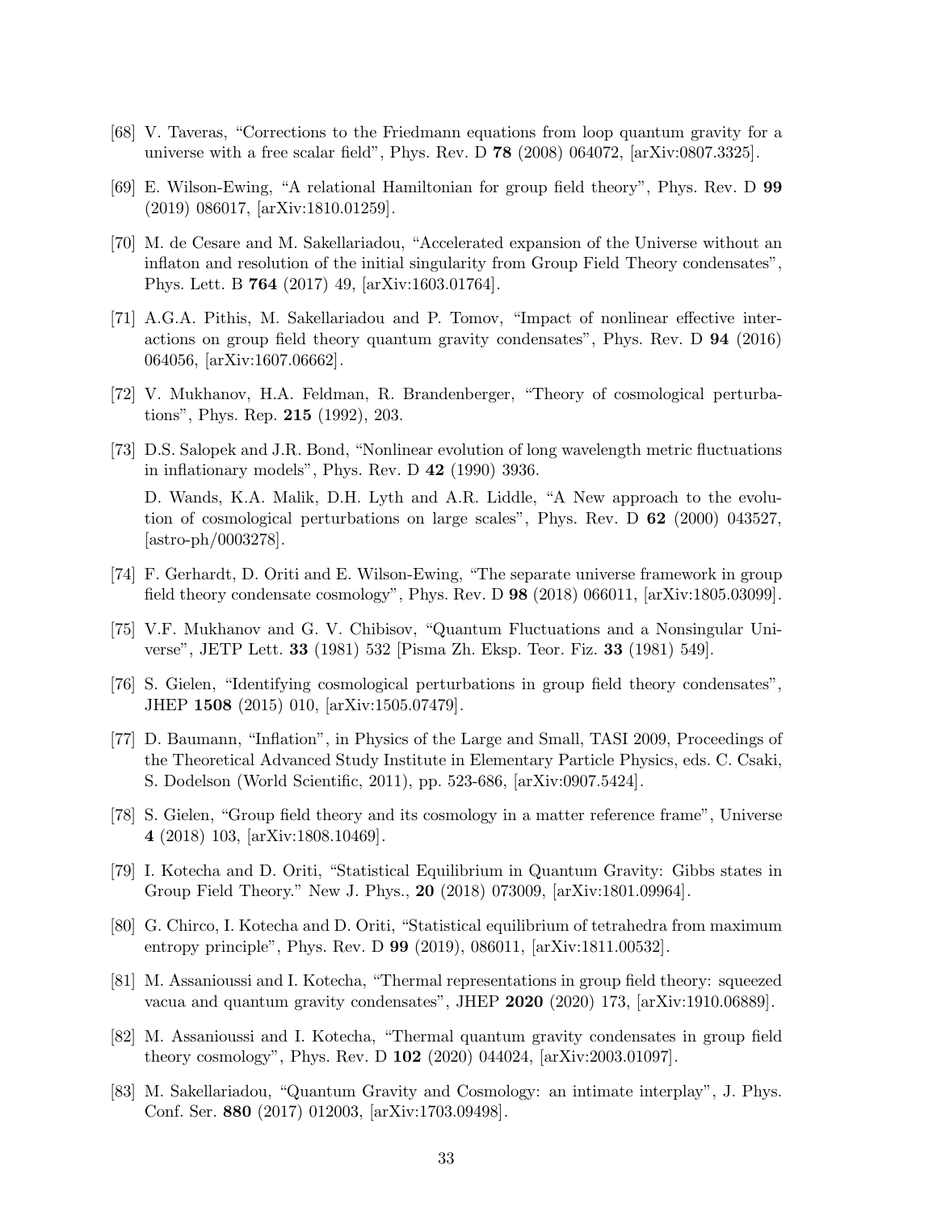[68] V. Taveras, "Corrections to the Friedmann equations from loop quantum gravity for a universe with a free scalar field", Phys. Rev. D **78** (2008) 064072, [arXiv:0807.3325].

[69] E. Wilson-Ewing, "A relational Hamiltonian for group field theory", Phys. Rev. D **99** (2019) 086017, [arXiv:1810.01259].

[70] M. de Cesare and M. Sakellariadou, "Accelerated expansion of the Universe without an inflaton and resolution of the initial singularity from Group Field Theory condensates", Phys. Lett. B **764** (2017) 49, [arXiv:1603.01764].

[71] A.G.A. Pithis, M. Sakellariadou and P. Tomov, "Impact of nonlinear effective interactions on group field theory quantum gravity condensates", Phys. Rev. D **94** (2016) 064056, [arXiv:1607.06662].

[72] V. Mukhanov, H.A. Feldman, R. Brandenberger, "Theory of cosmological perturbations", Phys. Rep. **215** (1992), 203.

[73] D.S. Salopek and J.R. Bond, "Nonlinear evolution of long wavelength metric fluctuations in inflationary models", Phys. Rev. D **42** (1990) 3936.
D. Wands, K.A. Malik, D.H. Lyth and A.R. Liddle, "A New approach to the evolution of cosmological perturbations on large scales", Phys. Rev. D **62** (2000) 043527, [astro-ph/0003278].

[74] F. Gerhardt, D. Oriti and E. Wilson-Ewing, "The separate universe framework in group field theory condensate cosmology", Phys. Rev. D **98** (2018) 066011, [arXiv:1805.03099].

[75] V.F. Mukhanov and G. V. Chibisov, "Quantum Fluctuations and a Nonsingular Universe", JETP Lett. **33** (1981) 532 [Pisma Zh. Eksp. Teor. Fiz. **33** (1981) 549].

[76] S. Gielen, "Identifying cosmological perturbations in group field theory condensates", JHEP **1508** (2015) 010, [arXiv:1505.07479].

[77] D. Baumann, "Inflation", in Physics of the Large and Small, TASI 2009, Proceedings of the Theoretical Advanced Study Institute in Elementary Particle Physics, eds. C. Csaki, S. Dodelson (World Scientific, 2011), pp. 523-686, [arXiv:0907.5424].

[78] S. Gielen, "Group field theory and its cosmology in a matter reference frame", Universe **4** (2018) 103, [arXiv:1808.10469].

[79] I. Kotecha and D. Oriti, "Statistical Equilibrium in Quantum Gravity: Gibbs states in Group Field Theory." New J. Phys., **20** (2018) 073009, [arXiv:1801.09964].

[80] G. Chirco, I. Kotecha and D. Oriti, "Statistical equilibrium of tetrahedra from maximum entropy principle", Phys. Rev. D **99** (2019), 086011, [arXiv:1811.00532].

[81] M. Assanioussi and I. Kotecha, "Thermal representations in group field theory: squeezed vacua and quantum gravity condensates", JHEP **2020** (2020) 173, [arXiv:1910.06889].

[82] M. Assanioussi and I. Kotecha, "Thermal quantum gravity condensates in group field theory cosmology", Phys. Rev. D **102** (2020) 044024, [arXiv:2003.01097].

[83] M. Sakellariadou, "Quantum Gravity and Cosmology: an intimate interplay", J. Phys. Conf. Ser. **880** (2017) 012003, [arXiv:1703.09498].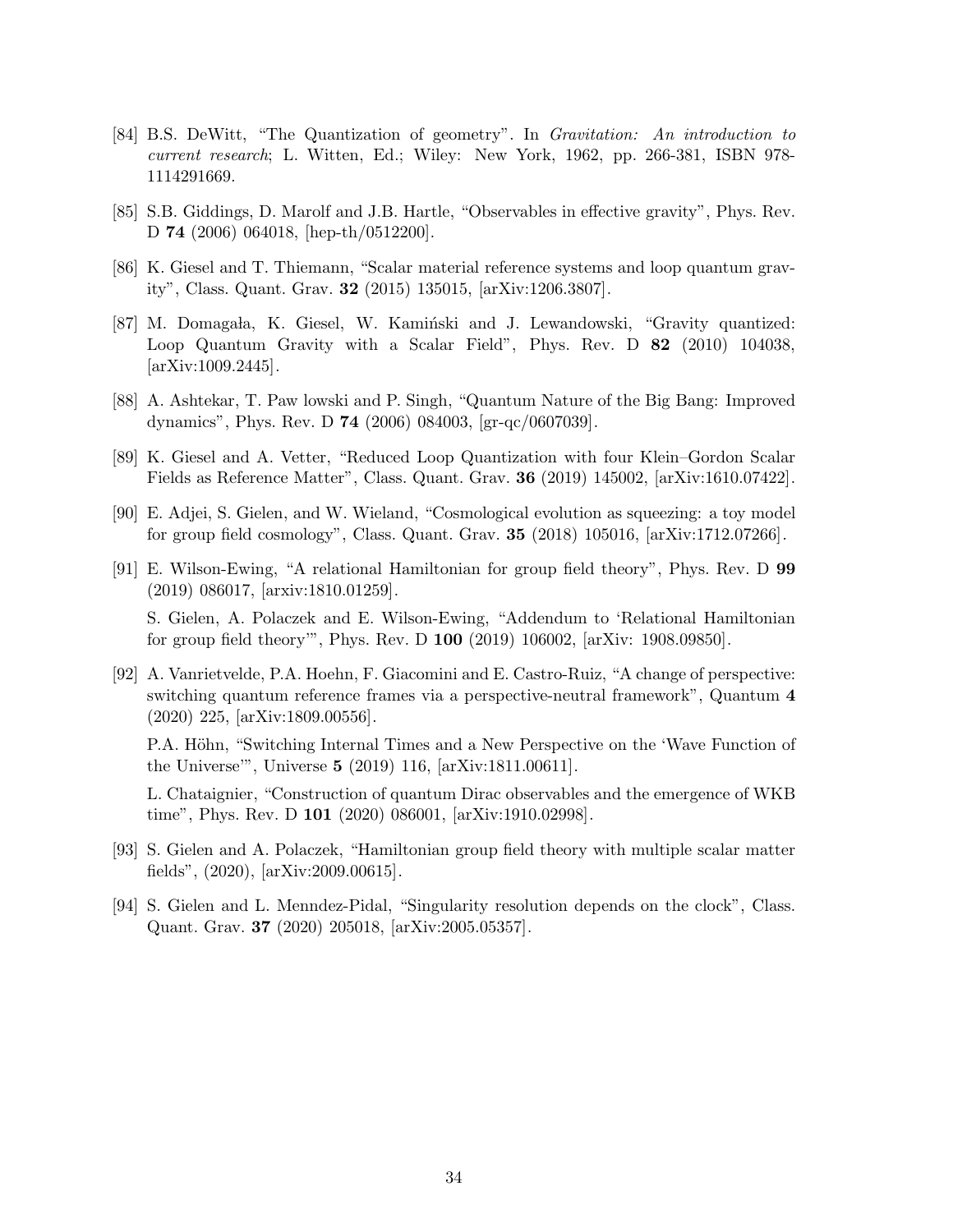[84] B.S. DeWitt, "The Quantization of geometry". In *Gravitation: An introduction to current research*; L. Witten, Ed.; Wiley: New York, 1962, pp. 266-381, ISBN 978-1114291669.

[85] S.B. Giddings, D. Marolf and J.B. Hartle, "Observables in effective gravity", Phys. Rev. D **74** (2006) 064018, [hep-th/0512200].

[86] K. Giesel and T. Thiemann, "Scalar material reference systems and loop quantum gravity", Class. Quant. Grav. **32** (2015) 135015, [arXiv:1206.3807].

[87] M. Domagała, K. Giesel, W. Kamiński and J. Lewandowski, "Gravity quantized: Loop Quantum Gravity with a Scalar Field", Phys. Rev. D **82** (2010) 104038, [arXiv:1009.2445].

[88] A. Ashtekar, T. Paw lowski and P. Singh, "Quantum Nature of the Big Bang: Improved dynamics", Phys. Rev. D **74** (2006) 084003, [gr-qc/0607039].

[89] K. Giesel and A. Vetter, "Reduced Loop Quantization with four Klein–Gordon Scalar Fields as Reference Matter", Class. Quant. Grav. **36** (2019) 145002, [arXiv:1610.07422].

[90] E. Adjei, S. Gielen, and W. Wieland, "Cosmological evolution as squeezing: a toy model for group field cosmology", Class. Quant. Grav. **35** (2018) 105016, [arXiv:1712.07266].

[91] E. Wilson-Ewing, "A relational Hamiltonian for group field theory", Phys. Rev. D **99** (2019) 086017, [arxiv:1810.01259].

S. Gielen, A. Polaczek and E. Wilson-Ewing, "Addendum to 'Relational Hamiltonian for group field theory'", Phys. Rev. D **100** (2019) 106002, [arXiv: 1908.09850].

[92] A. Vanrietvelde, P.A. Hoehn, F. Giacomini and E. Castro-Ruiz, "A change of perspective: switching quantum reference frames via a perspective-neutral framework", Quantum **4** (2020) 225, [arXiv:1809.00556].

P.A. Höhn, "Switching Internal Times and a New Perspective on the 'Wave Function of the Universe'", Universe **5** (2019) 116, [arXiv:1811.00611].

L. Chataignier, "Construction of quantum Dirac observables and the emergence of WKB time", Phys. Rev. D **101** (2020) 086001, [arXiv:1910.02998].

[93] S. Gielen and A. Polaczek, "Hamiltonian group field theory with multiple scalar matter fields", (2020), [arXiv:2009.00615].

[94] S. Gielen and L. Menndez-Pidal, "Singularity resolution depends on the clock", Class. Quant. Grav. **37** (2020) 205018, [arXiv:2005.05357].